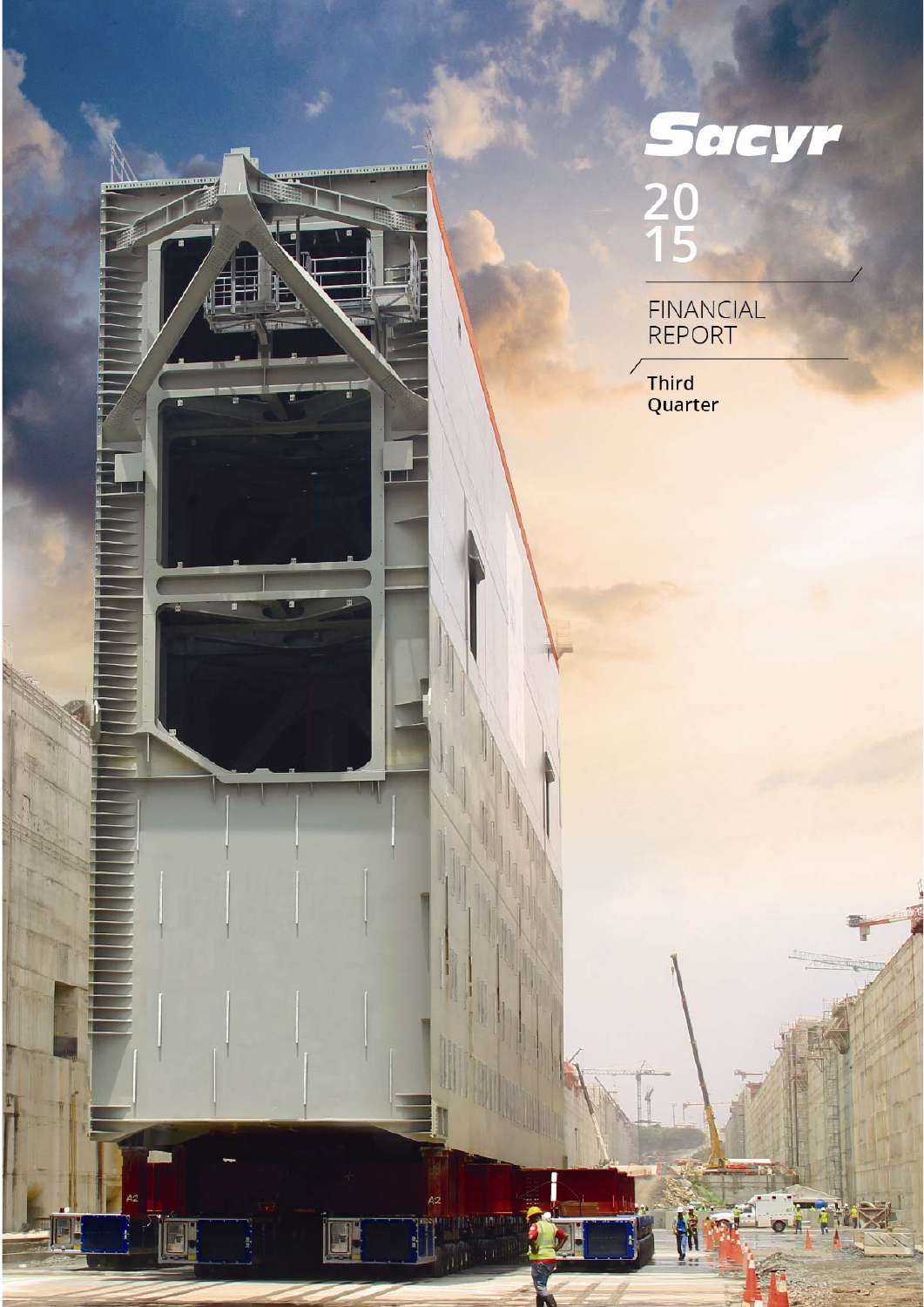# Sacyr

2015

FINANCIAL REPORT

Third Quarter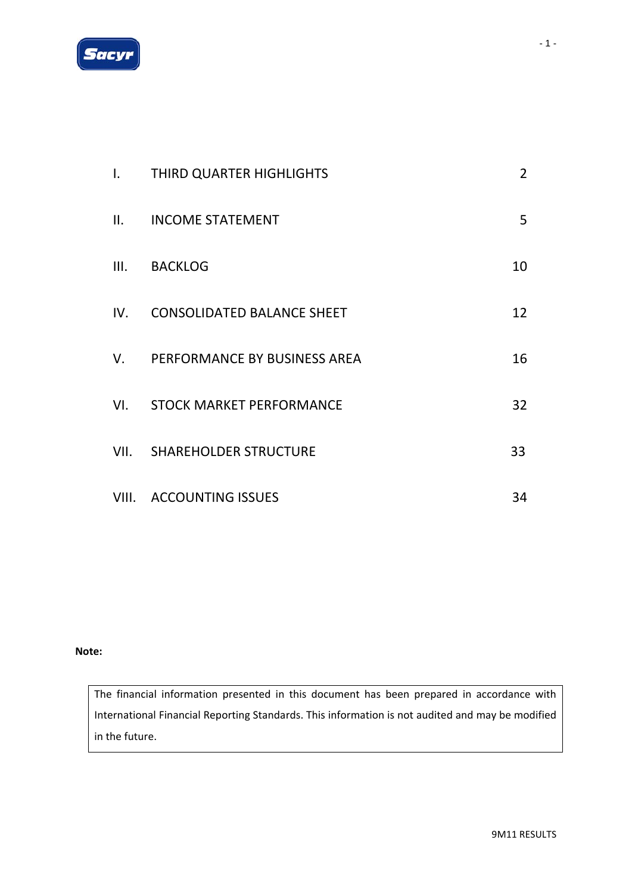| | | |
|---|---|---|
| I. | THIRD QUARTER HIGHLIGHTS | 2 |
| II. | INCOME STATEMENT | 5 |
| III. | BACKLOG | 10 |
| IV. | CONSOLIDATED BALANCE SHEET | 12 |
| V. | PERFORMANCE BY BUSINESS AREA | 16 |
| VI. | STOCK MARKET PERFORMANCE | 32 |
| VII. | SHAREHOLDER STRUCTURE | 33 |
| VIII. | ACCOUNTING ISSUES | 34 |

**Note:**

The financial information presented in this document has been prepared in accordance with International Financial Reporting Standards. This information is not audited and may be modified in the future.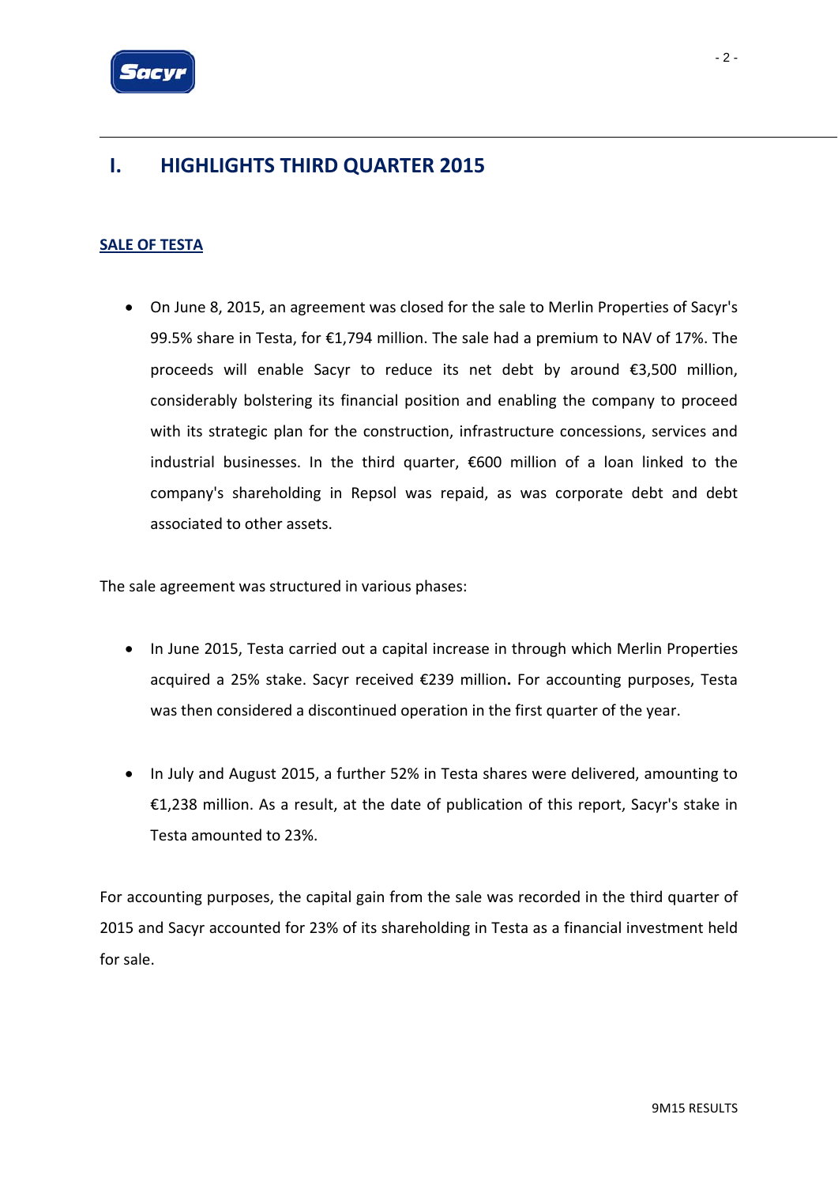# I. HIGHLIGHTS THIRD QUARTER 2015

## SALE OF TESTA

- On June 8, 2015, an agreement was closed for the sale to Merlin Properties of Sacyr's 99.5% share in Testa, for €1,794 million. The sale had a premium to NAV of 17%. The proceeds will enable Sacyr to reduce its net debt by around €3,500 million, considerably bolstering its financial position and enabling the company to proceed with its strategic plan for the construction, infrastructure concessions, services and industrial businesses. In the third quarter, €600 million of a loan linked to the company's shareholding in Repsol was repaid, as was corporate debt and debt associated to other assets.

The sale agreement was structured in various phases:

- In June 2015, Testa carried out a capital increase in through which Merlin Properties acquired a 25% stake. Sacyr received €239 million**.** For accounting purposes, Testa was then considered a discontinued operation in the first quarter of the year.

- In July and August 2015, a further 52% in Testa shares were delivered, amounting to €1,238 million. As a result, at the date of publication of this report, Sacyr's stake in Testa amounted to 23%.

For accounting purposes, the capital gain from the sale was recorded in the third quarter of 2015 and Sacyr accounted for 23% of its shareholding in Testa as a financial investment held for sale.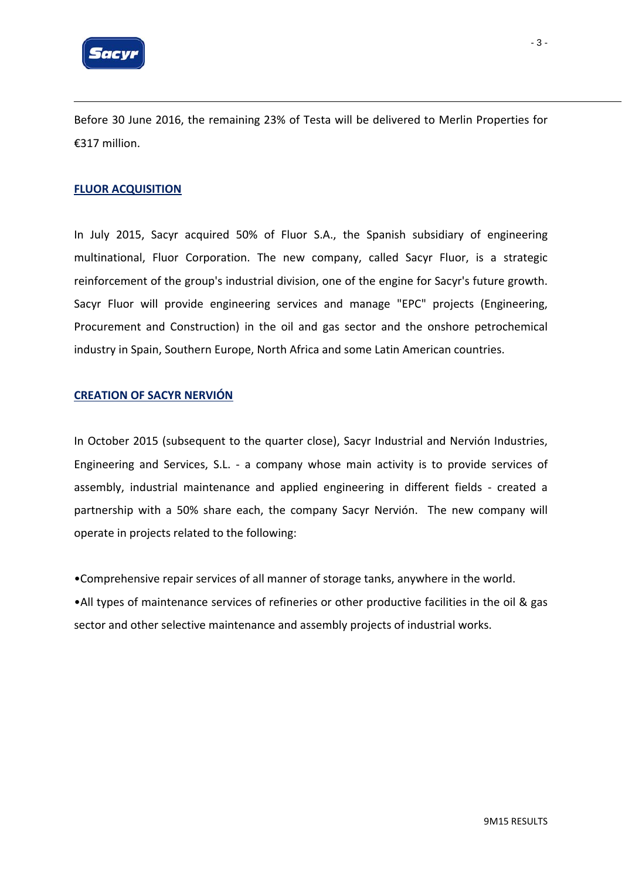Before 30 June 2016, the remaining 23% of Testa will be delivered to Merlin Properties for €317 million.

## FLUOR ACQUISITION

In July 2015, Sacyr acquired 50% of Fluor S.A., the Spanish subsidiary of engineering multinational, Fluor Corporation. The new company, called Sacyr Fluor, is a strategic reinforcement of the group's industrial division, one of the engine for Sacyr's future growth. Sacyr Fluor will provide engineering services and manage "EPC" projects (Engineering, Procurement and Construction) in the oil and gas sector and the onshore petrochemical industry in Spain, Southern Europe, North Africa and some Latin American countries.

## CREATION OF SACYR NERVIÓN

In October 2015 (subsequent to the quarter close), Sacyr Industrial and Nervión Industries, Engineering and Services, S.L. - a company whose main activity is to provide services of assembly, industrial maintenance and applied engineering in different fields - created a partnership with a 50% share each, the company Sacyr Nervión. The new company will operate in projects related to the following:

- Comprehensive repair services of all manner of storage tanks, anywhere in the world.
- All types of maintenance services of refineries or other productive facilities in the oil & gas sector and other selective maintenance and assembly projects of industrial works.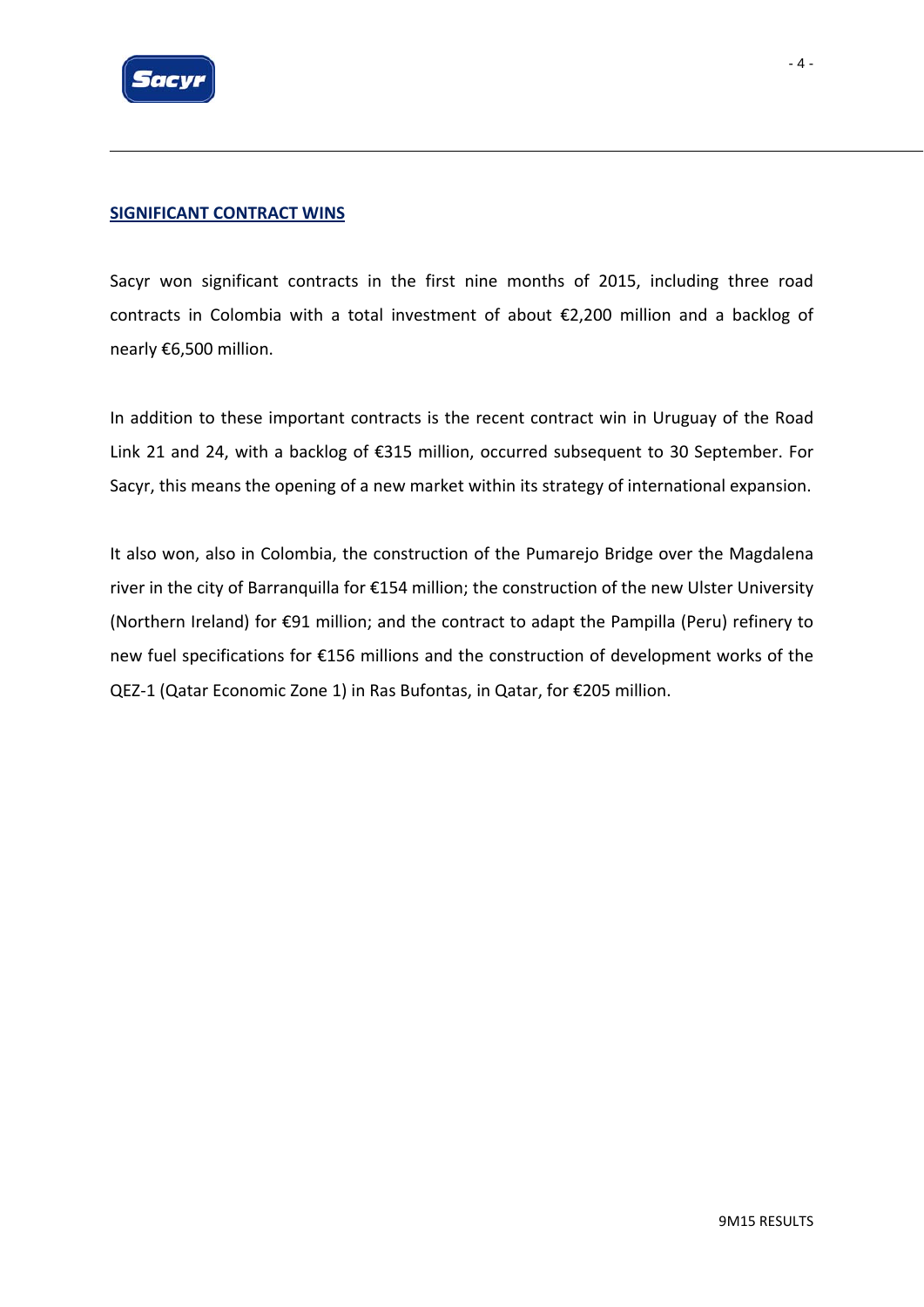## SIGNIFICANT CONTRACT WINS

Sacyr won significant contracts in the first nine months of 2015, including three road contracts in Colombia with a total investment of about €2,200 million and a backlog of nearly €6,500 million.

In addition to these important contracts is the recent contract win in Uruguay of the Road Link 21 and 24, with a backlog of €315 million, occurred subsequent to 30 September. For Sacyr, this means the opening of a new market within its strategy of international expansion.

It also won, also in Colombia, the construction of the Pumarejo Bridge over the Magdalena river in the city of Barranquilla for €154 million; the construction of the new Ulster University (Northern Ireland) for €91 million; and the contract to adapt the Pampilla (Peru) refinery to new fuel specifications for €156 millions and the construction of development works of the QEZ-1 (Qatar Economic Zone 1) in Ras Bufontas, in Qatar, for €205 million.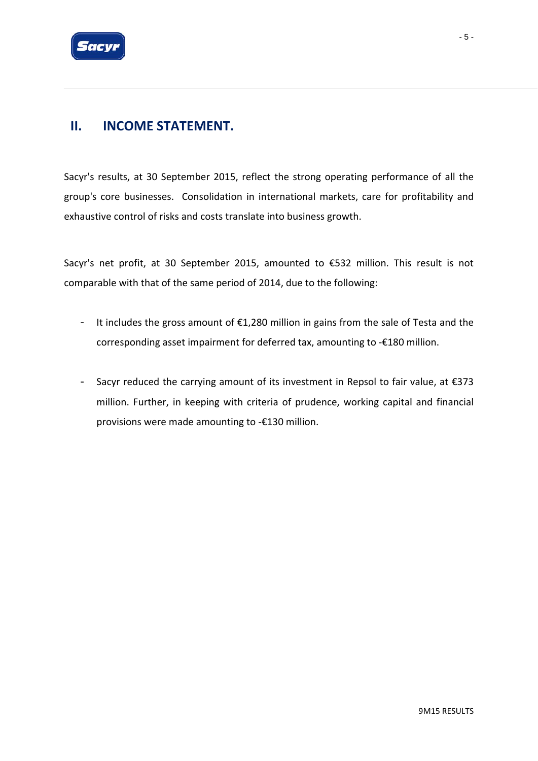## II. INCOME STATEMENT.

Sacyr's results, at 30 September 2015, reflect the strong operating performance of all the group's core businesses. Consolidation in international markets, care for profitability and exhaustive control of risks and costs translate into business growth.

Sacyr's net profit, at 30 September 2015, amounted to €532 million. This result is not comparable with that of the same period of 2014, due to the following:

- It includes the gross amount of €1,280 million in gains from the sale of Testa and the corresponding asset impairment for deferred tax, amounting to -€180 million.

- Sacyr reduced the carrying amount of its investment in Repsol to fair value, at €373 million. Further, in keeping with criteria of prudence, working capital and financial provisions were made amounting to -€130 million.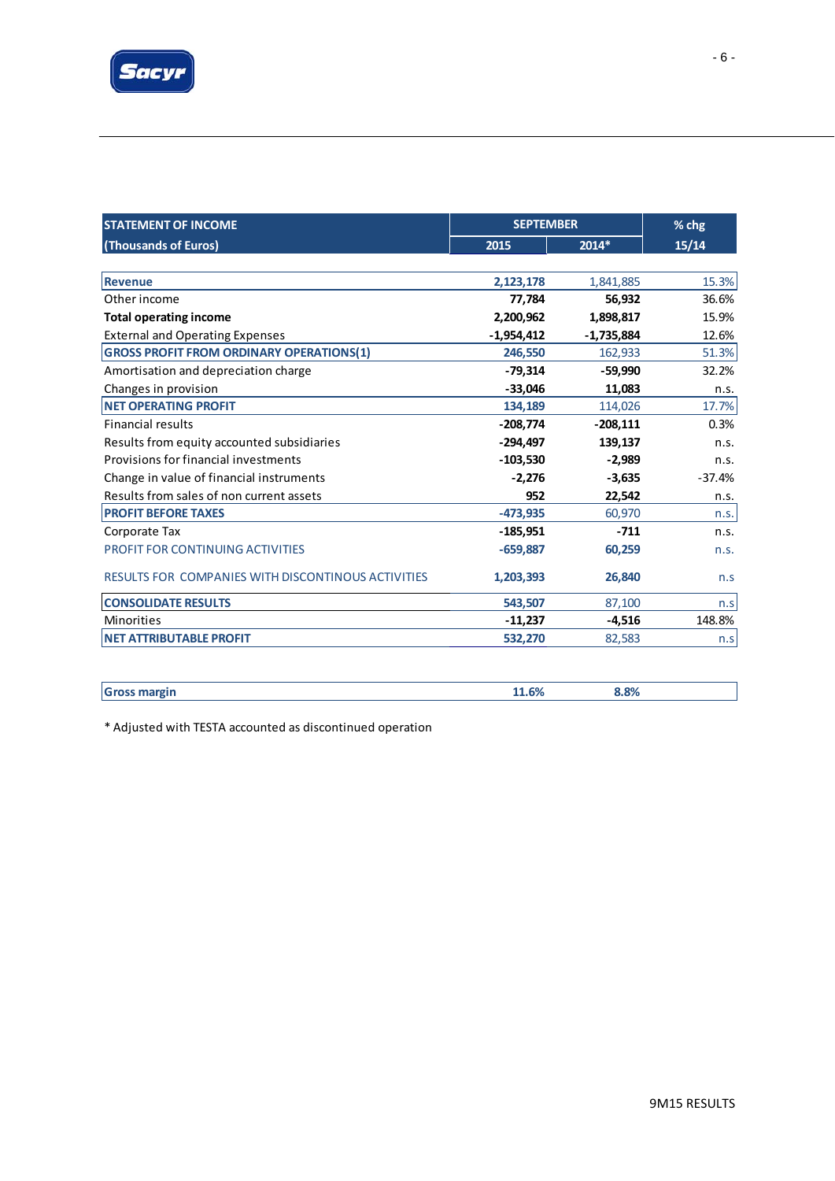| STATEMENT OF INCOME<br>(Thousands of Euros) | SEPTEMBER | | % chg |
|---|---|---|---|
| | 2015 | 2014* | 15/14 |
| **Revenue** | **2,123,178** | 1,841,885 | 15.3% |
| Other income | **77,784** | **56,932** | 36.6% |
| **Total operating income** | **2,200,962** | **1,898,817** | 15.9% |
| External and Operating Expenses | **-1,954,412** | **-1,735,884** | 12.6% |
| **GROSS PROFIT FROM ORDINARY OPERATIONS(1)** | **246,550** | 162,933 | 51.3% |
| Amortisation and depreciation charge | **-79,314** | **-59,990** | 32.2% |
| Changes in provision | **-33,046** | **11,083** | n.s. |
| **NET OPERATING PROFIT** | **134,189** | 114,026 | 17.7% |
| Financial results | **-208,774** | **-208,111** | 0.3% |
| Results from equity accounted subsidiaries | **-294,497** | **139,137** | n.s. |
| Provisions for financial investments | **-103,530** | **-2,989** | n.s. |
| Change in value of financial instruments | **-2,276** | **-3,635** | -37.4% |
| Results from sales of non current assets | **952** | **22,542** | n.s. |
| **PROFIT BEFORE TAXES** | **-473,935** | 60,970 | n.s. |
| Corporate Tax | **-185,951** | **-711** | n.s. |
| PROFIT FOR CONTINUING ACTIVITIES | **-659,887** | **60,259** | n.s. |
| RESULTS FOR COMPANIES WITH DISCONTINOUS ACTIVITIES | **1,203,393** | **26,840** | n.s |
| **CONSOLIDATE RESULTS** | **543,507** | 87,100 | n.s |
| Minorities | **-11,237** | **-4,516** | 148.8% |
| **NET ATTRIBUTABLE PROFIT** | **532,270** | 82,583 | n.s |

| | 2015 | 2014* |
|---|---|---|
| **Gross margin** | **11.6%** | **8.8%** |

\* Adjusted with TESTA accounted as discontinued operation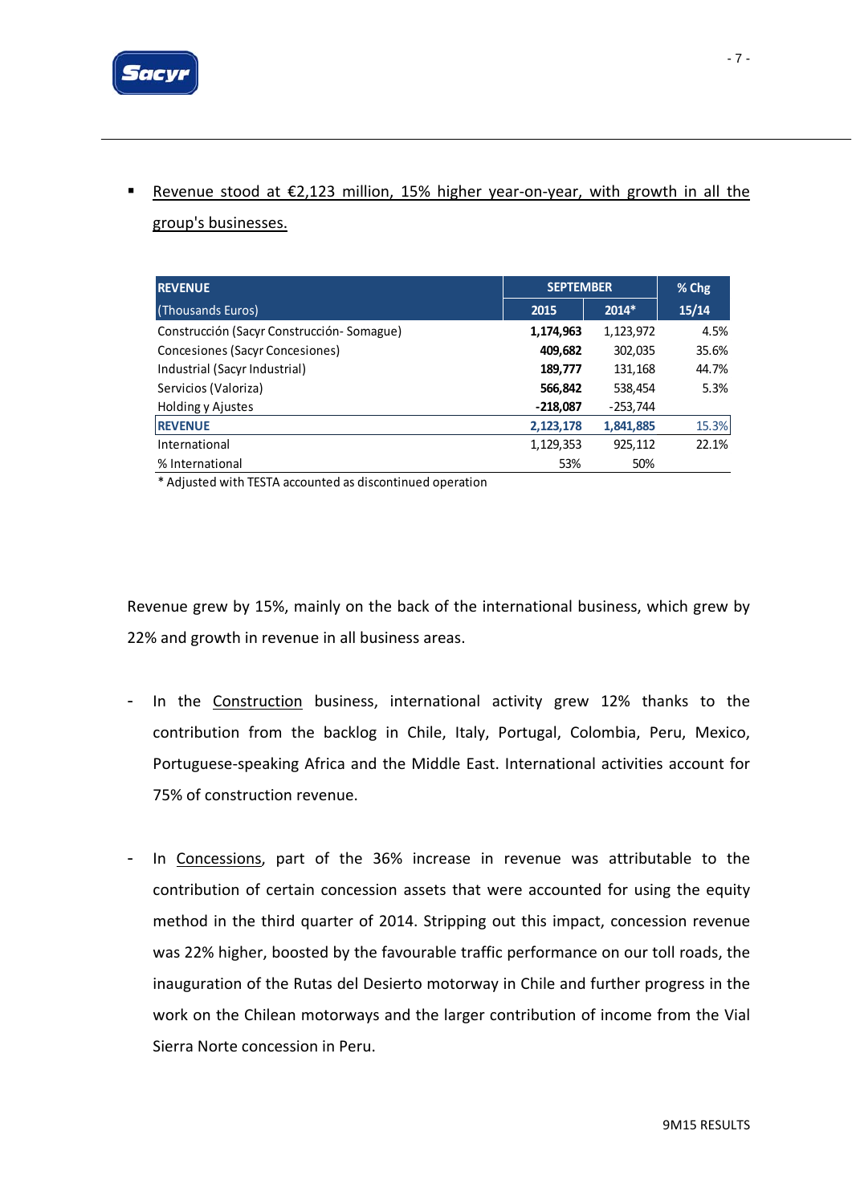- <u>Revenue stood at €2,123 million, 15% higher year-on-year, with growth in all the group's businesses.</u>

| REVENUE | SEPTEMBER | | % Chg |
|---|---|---|---|
| (Thousands Euros) | 2015 | 2014* | 15/14 |
| Construcción (Sacyr Construcción- Somague) | **1,174,963** | 1,123,972 | 4.5% |
| Concesiones (Sacyr Concesiones) | **409,682** | 302,035 | 35.6% |
| Industrial (Sacyr Industrial) | **189,777** | 131,168 | 44.7% |
| Servicios (Valoriza) | **566,842** | 538,454 | 5.3% |
| Holding y Ajustes | **-218,087** | -253,744 | |
| **REVENUE** | **2,123,178** | **1,841,885** | 15.3% |
| International | 1,129,353 | 925,112 | 22.1% |
| % International | 53% | 50% | |

\* Adjusted with TESTA accounted as discontinued operation

Revenue grew by 15%, mainly on the back of the international business, which grew by 22% and growth in revenue in all business areas.

- In the <u>Construction</u> business, international activity grew 12% thanks to the contribution from the backlog in Chile, Italy, Portugal, Colombia, Peru, Mexico, Portuguese-speaking Africa and the Middle East. International activities account for 75% of construction revenue.

- In <u>Concessions</u>, part of the 36% increase in revenue was attributable to the contribution of certain concession assets that were accounted for using the equity method in the third quarter of 2014. Stripping out this impact, concession revenue was 22% higher, boosted by the favourable traffic performance on our toll roads, the inauguration of the Rutas del Desierto motorway in Chile and further progress in the work on the Chilean motorways and the larger contribution of income from the Vial Sierra Norte concession in Peru.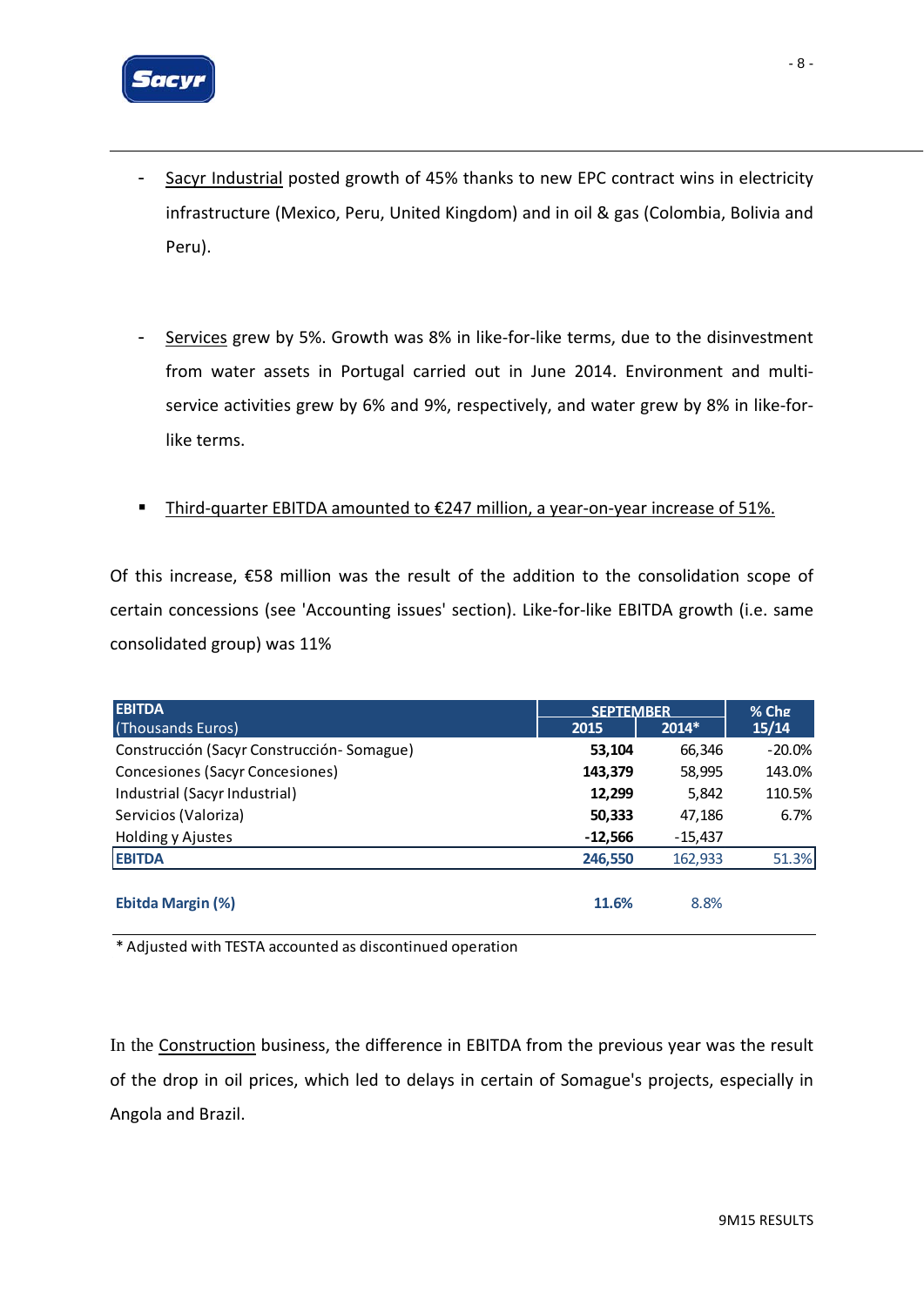- Sacyr Industrial posted growth of 45% thanks to new EPC contract wins in electricity infrastructure (Mexico, Peru, United Kingdom) and in oil & gas (Colombia, Bolivia and Peru).

- Services grew by 5%. Growth was 8% in like-for-like terms, due to the disinvestment from water assets in Portugal carried out in June 2014. Environment and multi-service activities grew by 6% and 9%, respectively, and water grew by 8% in like-for-like terms.

- Third-quarter EBITDA amounted to €247 million, a year-on-year increase of 51%.

Of this increase, €58 million was the result of the addition to the consolidation scope of certain concessions (see 'Accounting issues' section). Like-for-like EBITDA growth (i.e. same consolidated group) was 11%

| EBITDA (Thousands Euros) | SEPTEMBER | | % Chg |
|---|---|---|---|
| | 2015 | 2014* | 15/14 |
| Construcción (Sacyr Construcción- Somague) | **53,104** | 66,346 | -20.0% |
| Concesiones (Sacyr Concesiones) | **143,379** | 58,995 | 143.0% |
| Industrial (Sacyr Industrial) | **12,299** | 5,842 | 110.5% |
| Servicios (Valoriza) | **50,333** | 47,186 | 6.7% |
| Holding y Ajustes | **-12,566** | -15,437 | |
| **EBITDA** | **246,550** | 162,933 | 51.3% |
| **Ebitda Margin (%)** | **11.6%** | 8.8% | |

\* Adjusted with TESTA accounted as discontinued operation

In the Construction business, the difference in EBITDA from the previous year was the result of the drop in oil prices, which led to delays in certain of Somague's projects, especially in Angola and Brazil.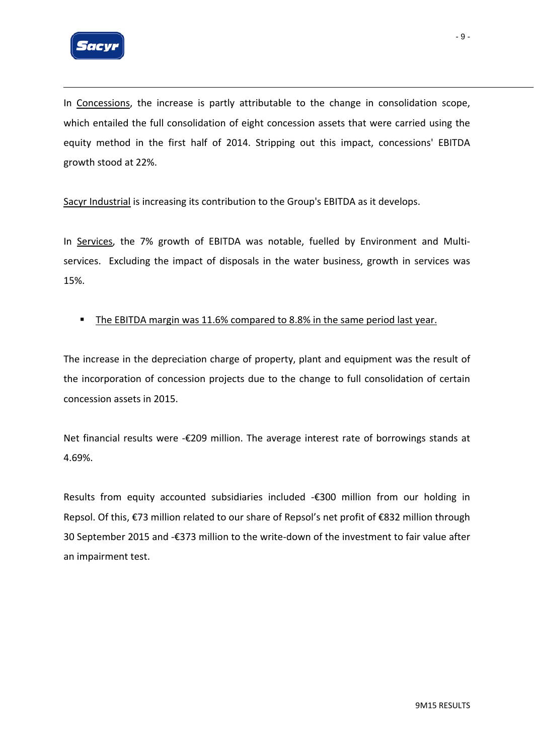In Concessions, the increase is partly attributable to the change in consolidation scope, which entailed the full consolidation of eight concession assets that were carried using the equity method in the first half of 2014. Stripping out this impact, concessions' EBITDA growth stood at 22%.

Sacyr Industrial is increasing its contribution to the Group's EBITDA as it develops.

In Services, the 7% growth of EBITDA was notable, fuelled by Environment and Multi-services. Excluding the impact of disposals in the water business, growth in services was 15%.

- The EBITDA margin was 11.6% compared to 8.8% in the same period last year.

The increase in the depreciation charge of property, plant and equipment was the result of the incorporation of concession projects due to the change to full consolidation of certain concession assets in 2015.

Net financial results were -€209 million. The average interest rate of borrowings stands at 4.69%.

Results from equity accounted subsidiaries included -€300 million from our holding in Repsol. Of this, €73 million related to our share of Repsol's net profit of €832 million through 30 September 2015 and -€373 million to the write-down of the investment to fair value after an impairment test.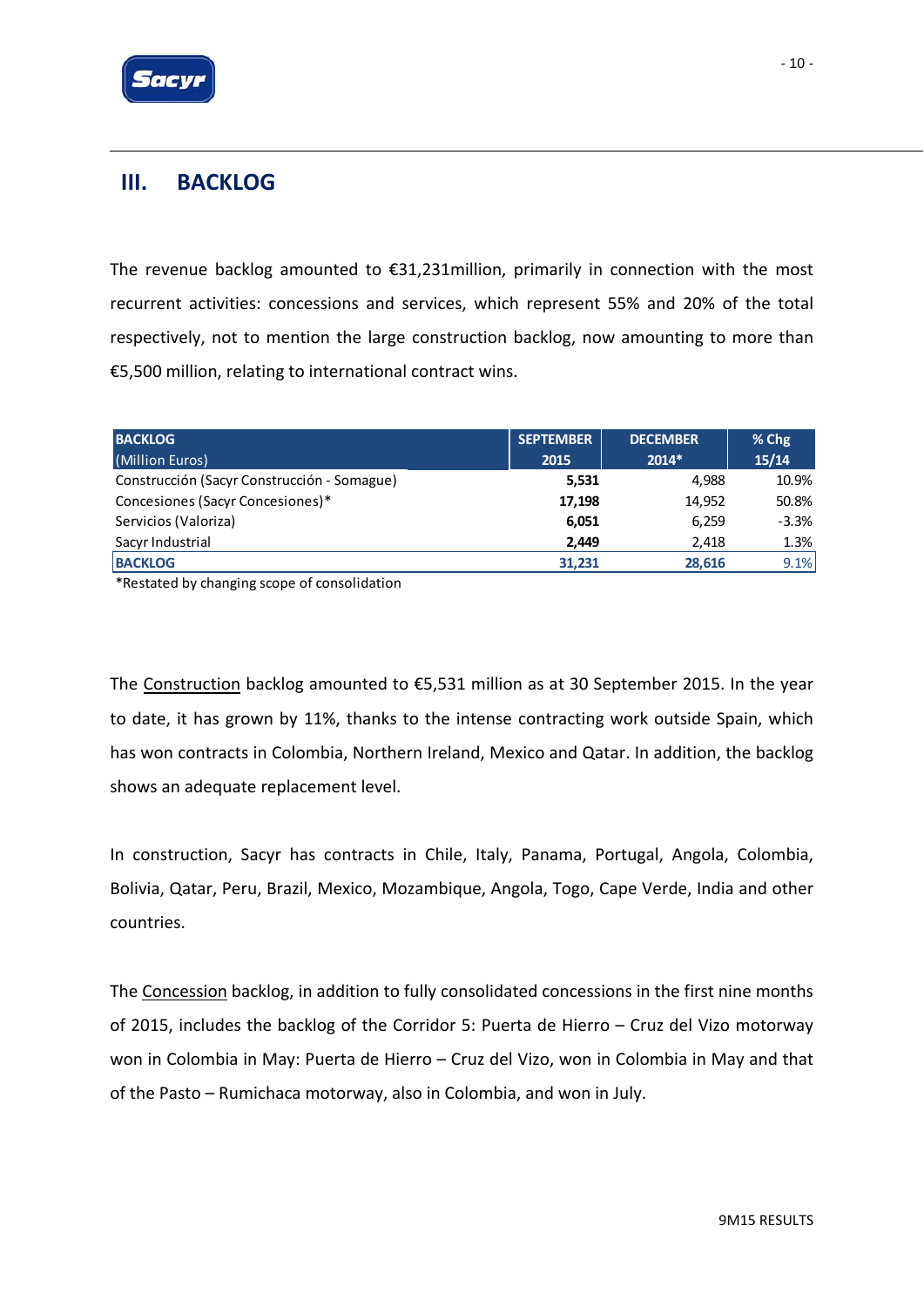## III. BACKLOG

The revenue backlog amounted to €31,231million, primarily in connection with the most recurrent activities: concessions and services, which represent 55% and 20% of the total respectively, not to mention the large construction backlog, now amounting to more than €5,500 million, relating to international contract wins.

| BACKLOG (Million Euros) | SEPTEMBER 2015 | DECEMBER 2014* | % Chg 15/14 |
| --- | --- | --- | --- |
| Construcción (Sacyr Construcción - Somague) | **5,531** | 4,988 | 10.9% |
| Concesiones (Sacyr Concesiones)* | **17,198** | 14,952 | 50.8% |
| Servicios (Valoriza) | **6,051** | 6,259 | -3.3% |
| Sacyr Industrial | **2,449** | 2,418 | 1.3% |
| **BACKLOG** | **31,231** | **28,616** | 9.1% |

*Restated by changing scope of consolidation

The Construction backlog amounted to €5,531 million as at 30 September 2015. In the year to date, it has grown by 11%, thanks to the intense contracting work outside Spain, which has won contracts in Colombia, Northern Ireland, Mexico and Qatar. In addition, the backlog shows an adequate replacement level.

In construction, Sacyr has contracts in Chile, Italy, Panama, Portugal, Angola, Colombia, Bolivia, Qatar, Peru, Brazil, Mexico, Mozambique, Angola, Togo, Cape Verde, India and other countries.

The Concession backlog, in addition to fully consolidated concessions in the first nine months of 2015, includes the backlog of the Corridor 5: Puerta de Hierro – Cruz del Vizo motorway won in Colombia in May: Puerta de Hierro – Cruz del Vizo, won in Colombia in May and that of the Pasto – Rumichaca motorway, also in Colombia, and won in July.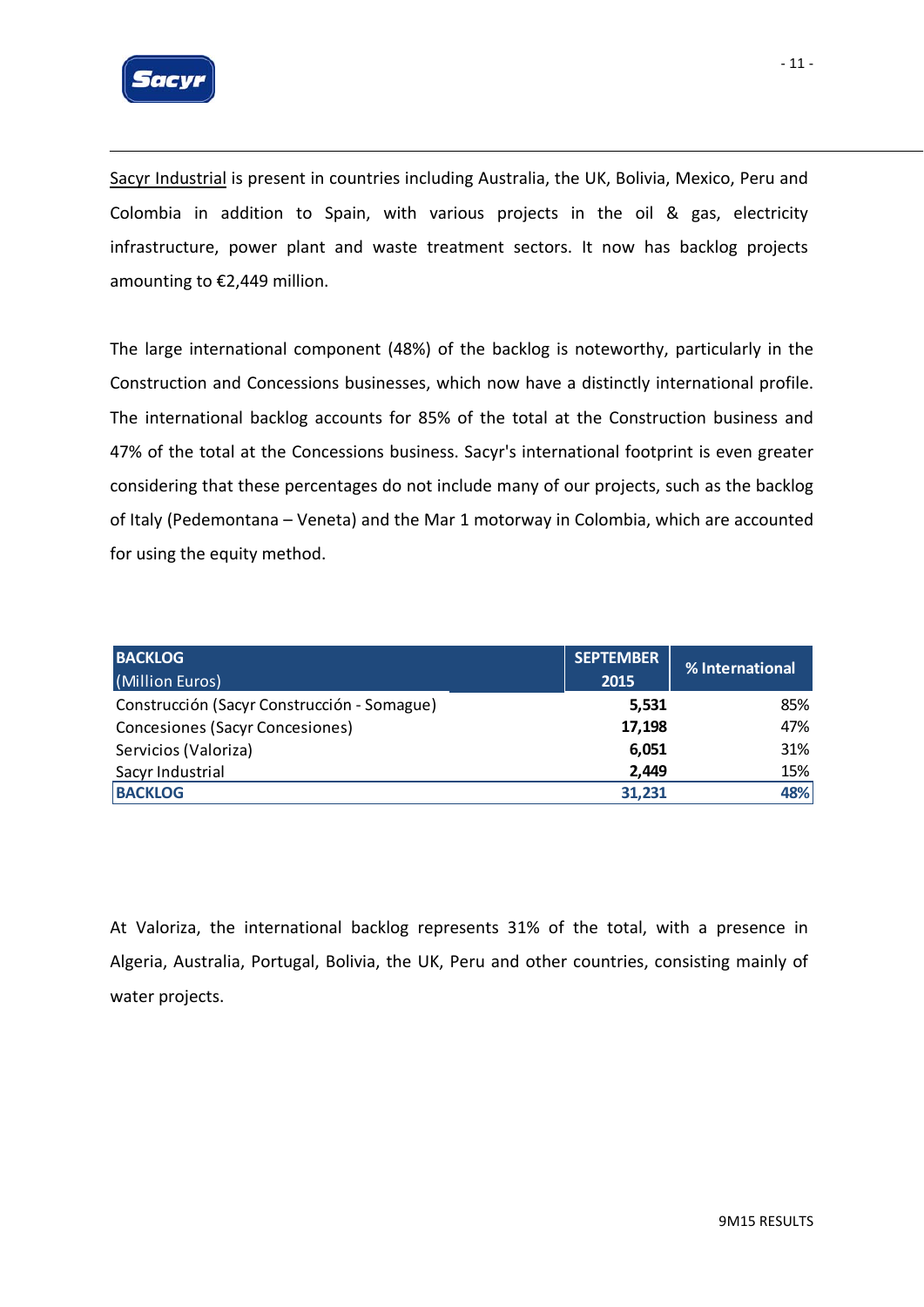Sacyr Industrial is present in countries including Australia, the UK, Bolivia, Mexico, Peru and Colombia in addition to Spain, with various projects in the oil & gas, electricity infrastructure, power plant and waste treatment sectors. It now has backlog projects amounting to €2,449 million.

The large international component (48%) of the backlog is noteworthy, particularly in the Construction and Concessions businesses, which now have a distinctly international profile. The international backlog accounts for 85% of the total at the Construction business and 47% of the total at the Concessions business. Sacyr's international footprint is even greater considering that these percentages do not include many of our projects, such as the backlog of Italy (Pedemontana – Veneta) and the Mar 1 motorway in Colombia, which are accounted for using the equity method.

| **BACKLOG** (Million Euros) | **SEPTEMBER 2015** | **% International** |
|---|---|---|
| Construcción (Sacyr Construcción - Somague) | **5,531** | 85% |
| Concesiones (Sacyr Concesiones) | **17,198** | 47% |
| Servicios (Valoriza) | **6,051** | 31% |
| Sacyr Industrial | **2,449** | 15% |
| **BACKLOG** | **31,231** | **48%** |

At Valoriza, the international backlog represents 31% of the total, with a presence in Algeria, Australia, Portugal, Bolivia, the UK, Peru and other countries, consisting mainly of water projects.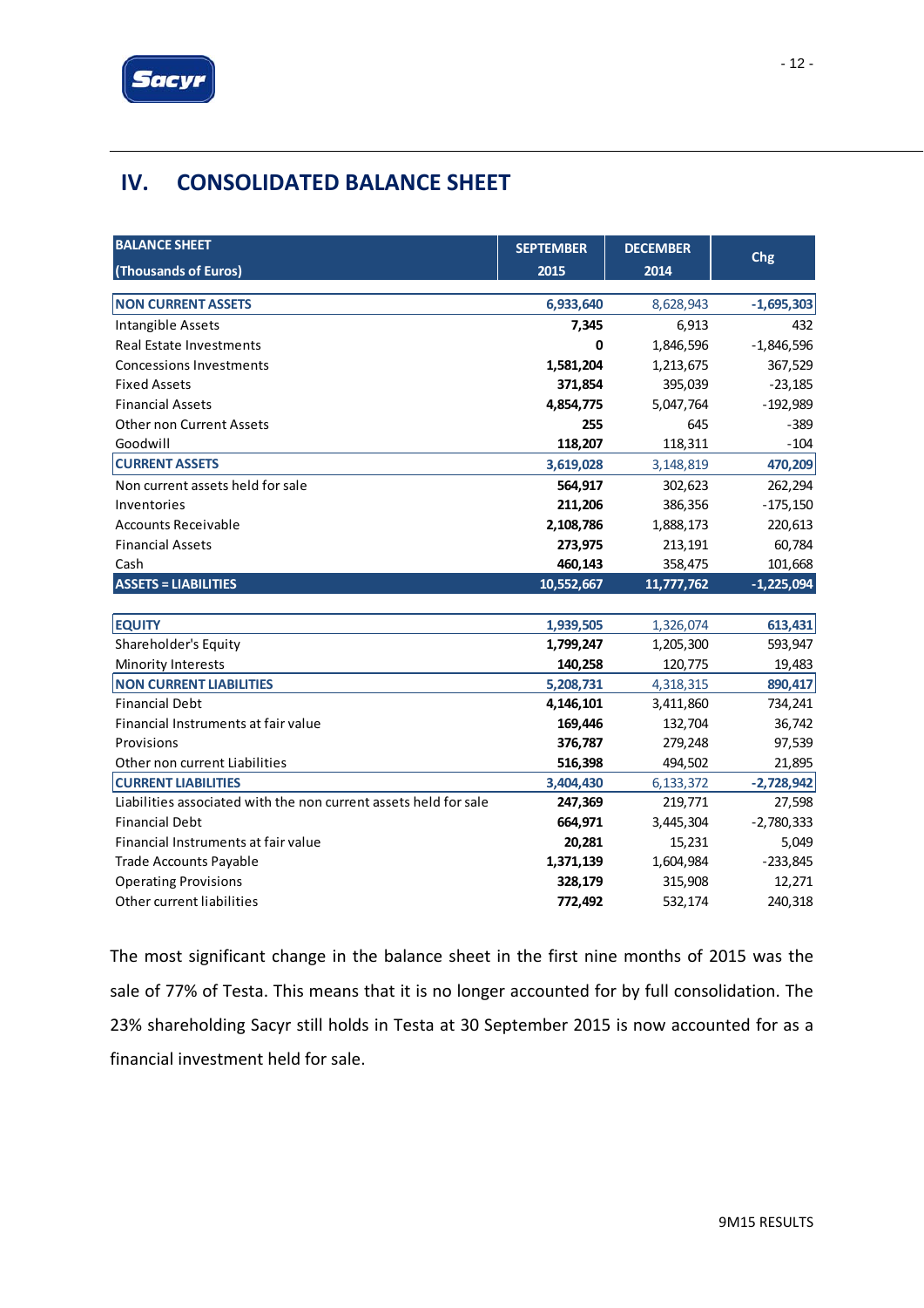# IV. CONSOLIDATED BALANCE SHEET

| BALANCE SHEET (Thousands of Euros) | SEPTEMBER 2015 | DECEMBER 2014 | Chg |
|---|---|---|---|
| **NON CURRENT ASSETS** | **6,933,640** | 8,628,943 | **-1,695,303** |
| Intangible Assets | **7,345** | 6,913 | 432 |
| Real Estate Investments | **0** | 1,846,596 | -1,846,596 |
| Concessions Investments | **1,581,204** | 1,213,675 | 367,529 |
| Fixed Assets | **371,854** | 395,039 | -23,185 |
| Financial Assets | **4,854,775** | 5,047,764 | -192,989 |
| Other non Current Assets | **255** | 645 | -389 |
| Goodwill | **118,207** | 118,311 | -104 |
| **CURRENT ASSETS** | **3,619,028** | 3,148,819 | **470,209** |
| Non current assets held for sale | **564,917** | 302,623 | 262,294 |
| Inventories | **211,206** | 386,356 | -175,150 |
| Accounts Receivable | **2,108,786** | 1,888,173 | 220,613 |
| Financial Assets | **273,975** | 213,191 | 60,784 |
| Cash | **460,143** | 358,475 | 101,668 |
| **ASSETS = LIABILITIES** | **10,552,667** | **11,777,762** | **-1,225,094** |
| | | | |
| **EQUITY** | **1,939,505** | 1,326,074 | **613,431** |
| Shareholder's Equity | **1,799,247** | 1,205,300 | 593,947 |
| Minority Interests | **140,258** | 120,775 | 19,483 |
| **NON CURRENT LIABILITIES** | **5,208,731** | 4,318,315 | **890,417** |
| Financial Debt | **4,146,101** | 3,411,860 | 734,241 |
| Financial Instruments at fair value | **169,446** | 132,704 | 36,742 |
| Provisions | **376,787** | 279,248 | 97,539 |
| Other non current Liabilities | **516,398** | 494,502 | 21,895 |
| **CURRENT LIABILITIES** | **3,404,430** | 6,133,372 | **-2,728,942** |
| Liabilities associated with the non current assets held for sale | **247,369** | 219,771 | 27,598 |
| Financial Debt | **664,971** | 3,445,304 | -2,780,333 |
| Financial Instruments at fair value | **20,281** | 15,231 | 5,049 |
| Trade Accounts Payable | **1,371,139** | 1,604,984 | -233,845 |
| Operating Provisions | **328,179** | 315,908 | 12,271 |
| Other current liabilities | **772,492** | 532,174 | 240,318 |

The most significant change in the balance sheet in the first nine months of 2015 was the sale of 77% of Testa. This means that it is no longer accounted for by full consolidation. The 23% shareholding Sacyr still holds in Testa at 30 September 2015 is now accounted for as a financial investment held for sale.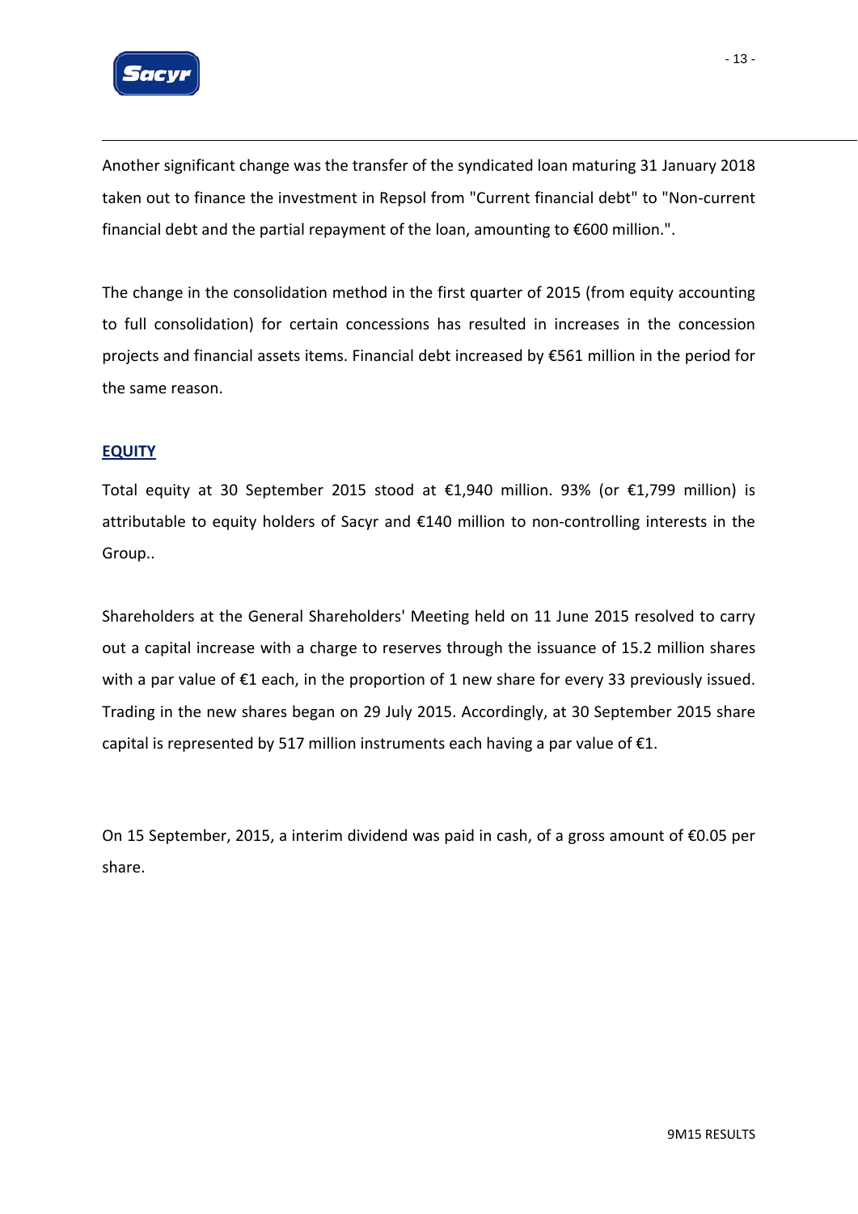Another significant change was the transfer of the syndicated loan maturing 31 January 2018 taken out to finance the investment in Repsol from "Current financial debt" to "Non-current financial debt and the partial repayment of the loan, amounting to €600 million.".

The change in the consolidation method in the first quarter of 2015 (from equity accounting to full consolidation) for certain concessions has resulted in increases in the concession projects and financial assets items. Financial debt increased by €561 million in the period for the same reason.

## EQUITY

Total equity at 30 September 2015 stood at €1,940 million. 93% (or €1,799 million) is attributable to equity holders of Sacyr and €140 million to non-controlling interests in the Group..

Shareholders at the General Shareholders' Meeting held on 11 June 2015 resolved to carry out a capital increase with a charge to reserves through the issuance of 15.2 million shares with a par value of €1 each, in the proportion of 1 new share for every 33 previously issued. Trading in the new shares began on 29 July 2015. Accordingly, at 30 September 2015 share capital is represented by 517 million instruments each having a par value of €1.

On 15 September, 2015, a interim dividend was paid in cash, of a gross amount of €0.05 per share.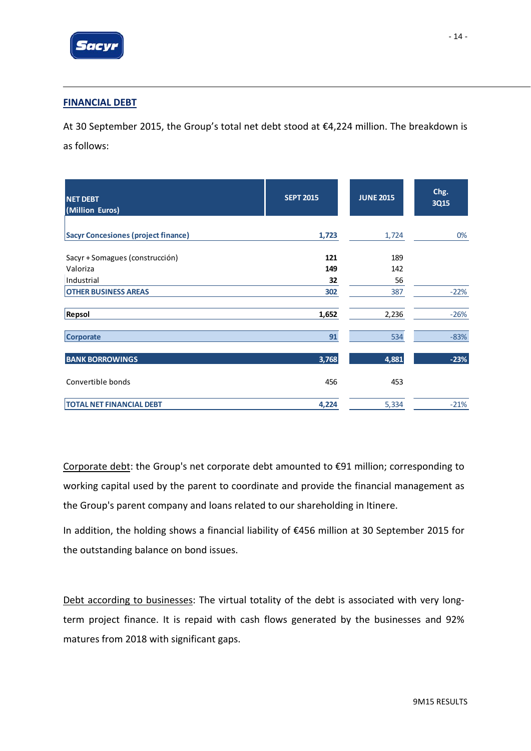## FINANCIAL DEBT

At 30 September 2015, the Group's total net debt stood at €4,224 million. The breakdown is as follows:

| NET DEBT (Million Euros) | SEPT 2015 | JUNE 2015 | Chg. 3Q15 |
|---|---|---|---|
| **Sacyr Concesiones (project finance)** | **1,723** | 1,724 | 0% |
| Sacyr + Somagues (construcción) | **121** | 189 | |
| Valoriza | **149** | 142 | |
| Industrial | **32** | 56 | |
| **OTHER BUSINESS AREAS** | **302** | 387 | -22% |
| **Repsol** | **1,652** | 2,236 | -26% |
| **Corporate** | **91** | 534 | -83% |
| **BANK BORROWINGS** | **3,768** | **4,881** | **-23%** |
| Convertible bonds | 456 | 453 | |
| **TOTAL NET FINANCIAL DEBT** | **4,224** | 5,334 | -21% |

Corporate debt: the Group's net corporate debt amounted to €91 million; corresponding to working capital used by the parent to coordinate and provide the financial management as the Group's parent company and loans related to our shareholding in Itinere.

In addition, the holding shows a financial liability of €456 million at 30 September 2015 for the outstanding balance on bond issues.

Debt according to businesses: The virtual totality of the debt is associated with very long-term project finance. It is repaid with cash flows generated by the businesses and 92% matures from 2018 with significant gaps.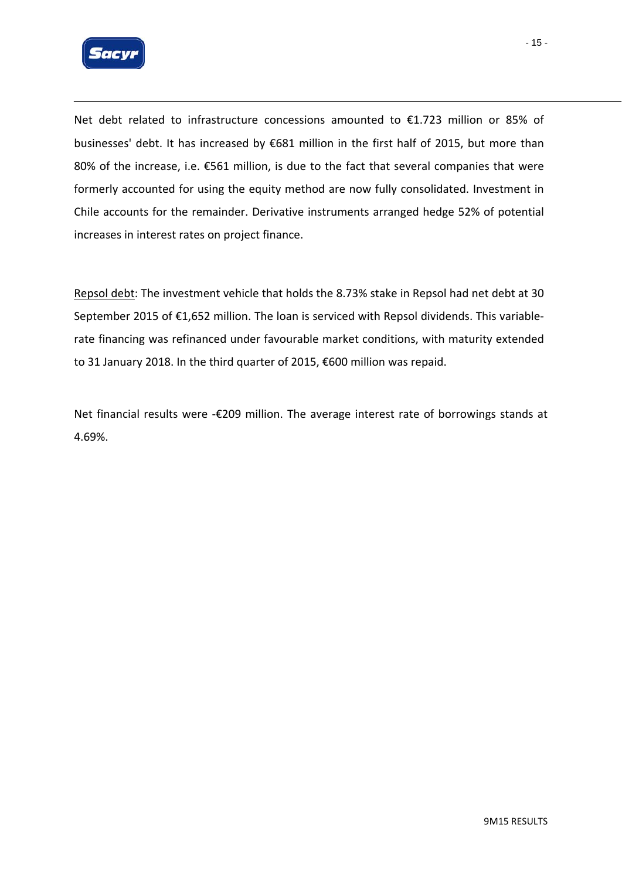Net debt related to infrastructure concessions amounted to €1.723 million or 85% of businesses' debt. It has increased by €681 million in the first half of 2015, but more than 80% of the increase, i.e. €561 million, is due to the fact that several companies that were formerly accounted for using the equity method are now fully consolidated. Investment in Chile accounts for the remainder. Derivative instruments arranged hedge 52% of potential increases in interest rates on project finance.

Repsol debt: The investment vehicle that holds the 8.73% stake in Repsol had net debt at 30 September 2015 of €1,652 million. The loan is serviced with Repsol dividends. This variable-rate financing was refinanced under favourable market conditions, with maturity extended to 31 January 2018. In the third quarter of 2015, €600 million was repaid.

Net financial results were -€209 million. The average interest rate of borrowings stands at 4.69%.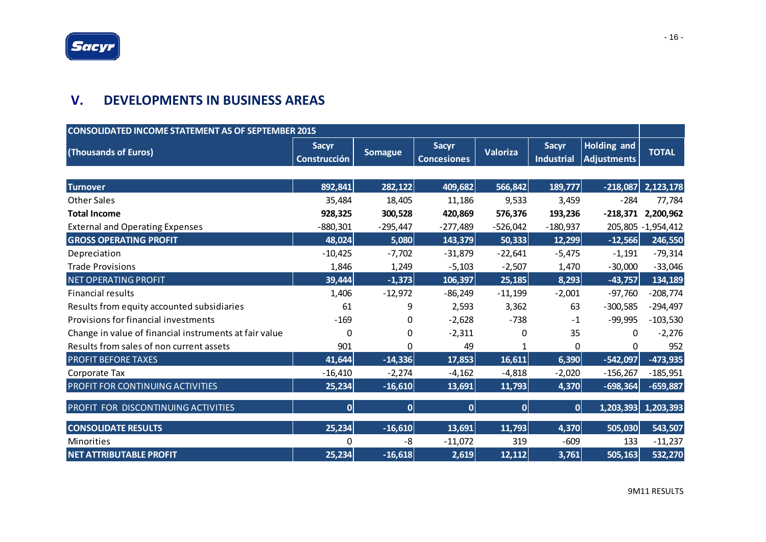## V. DEVELOPMENTS IN BUSINESS AREAS

| CONSOLIDATED INCOME STATEMENT AS OF SEPTEMBER 2015 | | | | | | | |
|---|---|---|---|---|---|---|---|
| (Thousands of Euros) | Sacyr Construcción | Somague | Sacyr Concesiones | Valoriza | Sacyr Industrial | Holding and Adjustments | TOTAL |
| **Turnover** | 892,841 | 282,122 | 409,682 | 566,842 | 189,777 | -218,087 | 2,123,178 |
| Other Sales | 35,484 | 18,405 | 11,186 | 9,533 | 3,459 | -284 | 77,784 |
| **Total Income** | **928,325** | **300,528** | **420,869** | **576,376** | **193,236** | **-218,371** | **2,200,962** |
| External and Operating Expenses | -880,301 | -295,447 | -277,489 | -526,042 | -180,937 | 205,805 | -1,954,412 |
| **GROSS OPERATING PROFIT** | 48,024 | 5,080 | 143,379 | 50,333 | 12,299 | -12,566 | 246,550 |
| Depreciation | -10,425 | -7,702 | -31,879 | -22,641 | -5,475 | -1,191 | -79,314 |
| Trade Provisions | 1,846 | 1,249 | -5,103 | -2,507 | 1,470 | -30,000 | -33,046 |
| NET OPERATING PROFIT | 39,444 | -1,373 | 106,397 | 25,185 | 8,293 | -43,757 | 134,189 |
| Financial results | 1,406 | -12,972 | -86,249 | -11,199 | -2,001 | -97,760 | -208,774 |
| Results from equity accounted subsidiaries | 61 | 9 | 2,593 | 3,362 | 63 | -300,585 | -294,497 |
| Provisions for financial investments | -169 | 0 | -2,628 | -738 | -1 | -99,995 | -103,530 |
| Change in value of financial instruments at fair value | 0 | 0 | -2,311 | 0 | 35 | 0 | -2,276 |
| Results from sales of non current assets | 901 | 0 | 49 | 1 | 0 | 0 | 952 |
| PROFIT BEFORE TAXES | 41,644 | -14,336 | 17,853 | 16,611 | 6,390 | -542,097 | -473,935 |
| Corporate Tax | -16,410 | -2,274 | -4,162 | -4,818 | -2,020 | -156,267 | -185,951 |
| PROFIT FOR CONTINUING ACTIVITIES | 25,234 | -16,610 | 13,691 | 11,793 | 4,370 | -698,364 | -659,887 |
| PROFIT FOR DISCONTINUING ACTIVITIES | 0 | 0 | 0 | 0 | 0 | 1,203,393 | 1,203,393 |
| **CONSOLIDATE RESULTS** | 25,234 | -16,610 | 13,691 | 11,793 | 4,370 | 505,030 | 543,507 |
| Minorities | 0 | -8 | -11,072 | 319 | -609 | 133 | -11,237 |
| **NET ATTRIBUTABLE PROFIT** | 25,234 | -16,618 | 2,619 | 12,112 | 3,761 | 505,163 | 532,270 |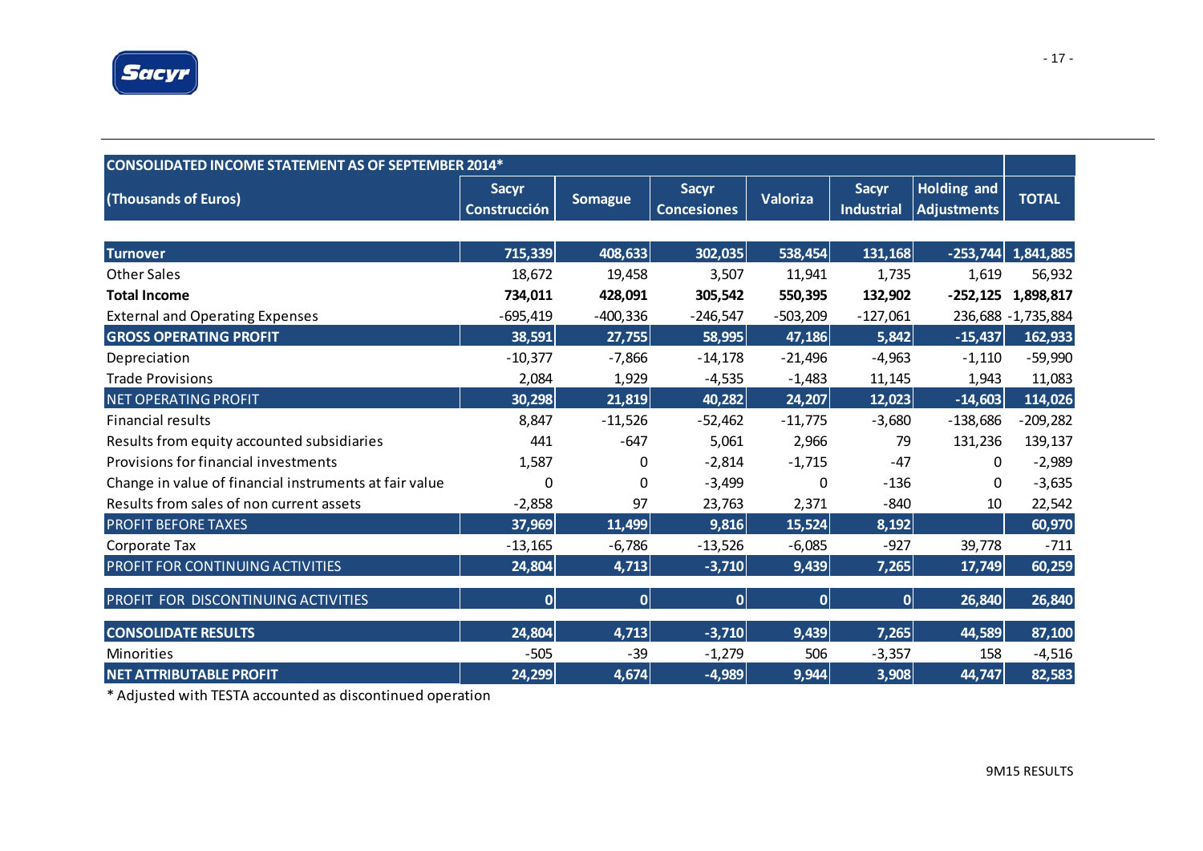| CONSOLIDATED INCOME STATEMENT AS OF SEPTEMBER 2014* | | | | | | | |
|---|---|---|---|---|---|---|---|
| (Thousands of Euros) | Sacyr Construcción | Somague | Sacyr Concesiones | Valoriza | Sacyr Industrial | Holding and Adjustments | TOTAL |
| **Turnover** | **715,339** | **408,633** | **302,035** | **538,454** | **131,168** | **-253,744** | **1,841,885** |
| Other Sales | 18,672 | 19,458 | 3,507 | 11,941 | 1,735 | 1,619 | 56,932 |
| **Total Income** | **734,011** | **428,091** | **305,542** | **550,395** | **132,902** | **-252,125** | **1,898,817** |
| External and Operating Expenses | -695,419 | -400,336 | -246,547 | -503,209 | -127,061 | 236,688 | -1,735,884 |
| **GROSS OPERATING PROFIT** | **38,591** | **27,755** | **58,995** | **47,186** | **5,842** | **-15,437** | **162,933** |
| Depreciation | -10,377 | -7,866 | -14,178 | -21,496 | -4,963 | -1,110 | -59,990 |
| Trade Provisions | 2,084 | 1,929 | -4,535 | -1,483 | 11,145 | 1,943 | 11,083 |
| NET OPERATING PROFIT | **30,298** | **21,819** | **40,282** | **24,207** | **12,023** | **-14,603** | **114,026** |
| Financial results | 8,847 | -11,526 | -52,462 | -11,775 | -3,680 | -138,686 | -209,282 |
| Results from equity accounted subsidiaries | 441 | -647 | 5,061 | 2,966 | 79 | 131,236 | 139,137 |
| Provisions for financial investments | 1,587 | 0 | -2,814 | -1,715 | -47 | 0 | -2,989 |
| Change in value of financial instruments at fair value | 0 | 0 | -3,499 | 0 | -136 | 0 | -3,635 |
| Results from sales of non current assets | -2,858 | 97 | 23,763 | 2,371 | -840 | 10 | 22,542 |
| PROFIT BEFORE TAXES | **37,969** | **11,499** | **9,816** | **15,524** | **8,192** | | **60,970** |
| Corporate Tax | -13,165 | -6,786 | -13,526 | -6,085 | -927 | 39,778 | -711 |
| PROFIT FOR CONTINUING ACTIVITIES | **24,804** | **4,713** | **-3,710** | **9,439** | **7,265** | **17,749** | **60,259** |
| PROFIT FOR DISCONTINUING ACTIVITIES | **0** | **0** | **0** | **0** | **0** | **26,840** | **26,840** |
| **CONSOLIDATE RESULTS** | **24,804** | **4,713** | **-3,710** | **9,439** | **7,265** | **44,589** | **87,100** |
| Minorities | -505 | -39 | -1,279 | 506 | -3,357 | 158 | -4,516 |
| **NET ATTRIBUTABLE PROFIT** | **24,299** | **4,674** | **-4,989** | **9,944** | **3,908** | **44,747** | **82,583** |

* Adjusted with TESTA accounted as discontinued operation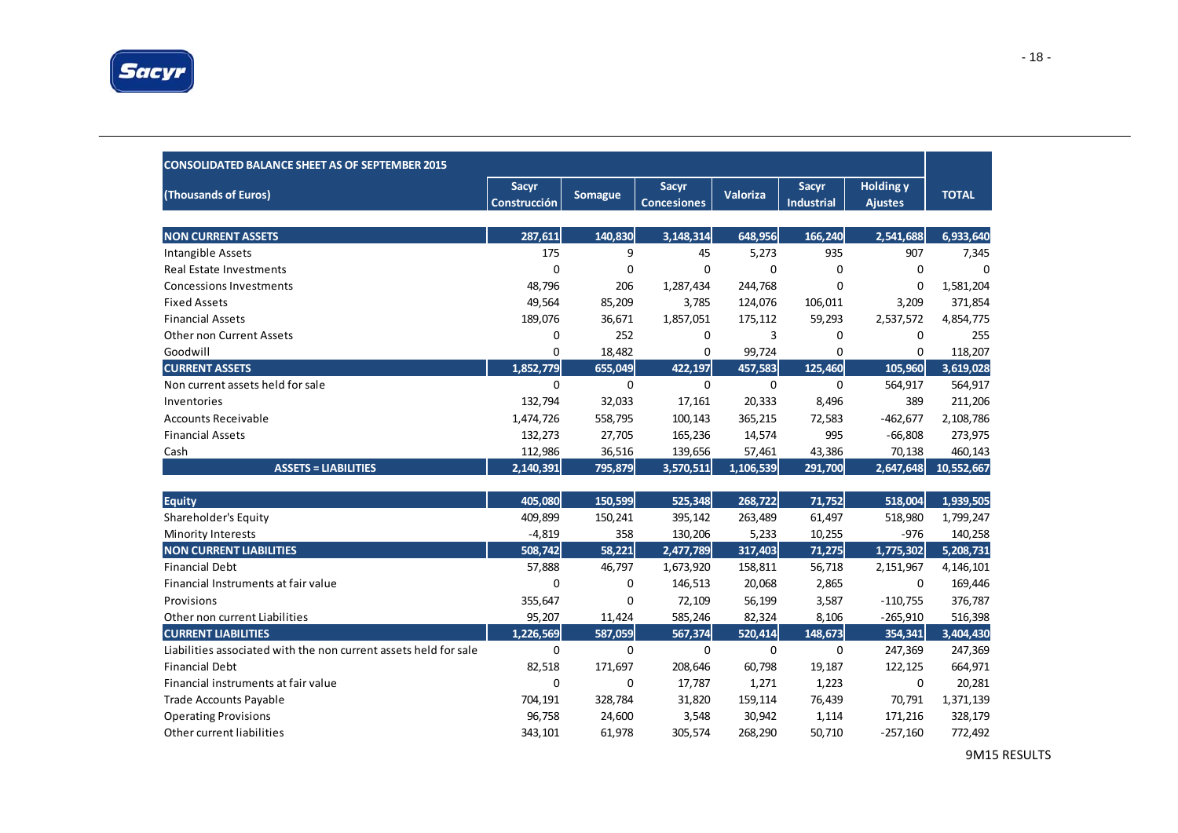| CONSOLIDATED BALANCE SHEET AS OF SEPTEMBER 2015 | | | | | | | |
|---|---|---|---|---|---|---|---|
| (Thousands of Euros) | Sacyr Construcción | Somague | Sacyr Concesiones | Valoriza | Sacyr Industrial | Holding y Ajustes | TOTAL |
| **NON CURRENT ASSETS** | **287,611** | **140,830** | **3,148,314** | **648,956** | **166,240** | **2,541,688** | **6,933,640** |
| Intangible Assets | 175 | 9 | 45 | 5,273 | 935 | 907 | 7,345 |
| Real Estate Investments | 0 | 0 | 0 | 0 | 0 | 0 | 0 |
| Concessions Investments | 48,796 | 206 | 1,287,434 | 244,768 | 0 | 0 | 1,581,204 |
| Fixed Assets | 49,564 | 85,209 | 3,785 | 124,076 | 106,011 | 3,209 | 371,854 |
| Financial Assets | 189,076 | 36,671 | 1,857,051 | 175,112 | 59,293 | 2,537,572 | 4,854,775 |
| Other non Current Assets | 0 | 252 | 0 | 3 | 0 | 0 | 255 |
| Goodwill | 0 | 18,482 | 0 | 99,724 | 0 | 0 | 118,207 |
| **CURRENT ASSETS** | **1,852,779** | **655,049** | **422,197** | **457,583** | **125,460** | **105,960** | **3,619,028** |
| Non current assets held for sale | 0 | 0 | 0 | 0 | 0 | 564,917 | 564,917 |
| Inventories | 132,794 | 32,033 | 17,161 | 20,333 | 8,496 | 389 | 211,206 |
| Accounts Receivable | 1,474,726 | 558,795 | 100,143 | 365,215 | 72,583 | -462,677 | 2,108,786 |
| Financial Assets | 132,273 | 27,705 | 165,236 | 14,574 | 995 | -66,808 | 273,975 |
| Cash | 112,986 | 36,516 | 139,656 | 57,461 | 43,386 | 70,138 | 460,143 |
| **ASSETS = LIABILITIES** | **2,140,391** | **795,879** | **3,570,511** | **1,106,539** | **291,700** | **2,647,648** | **10,552,667** |
| **Equity** | **405,080** | **150,599** | **525,348** | **268,722** | **71,752** | **518,004** | **1,939,505** |
| Shareholder's Equity | 409,899 | 150,241 | 395,142 | 263,489 | 61,497 | 518,980 | 1,799,247 |
| Minority Interests | -4,819 | 358 | 130,206 | 5,233 | 10,255 | -976 | 140,258 |
| **NON CURRENT LIABILITIES** | **508,742** | **58,221** | **2,477,789** | **317,403** | **71,275** | **1,775,302** | **5,208,731** |
| Financial Debt | 57,888 | 46,797 | 1,673,920 | 158,811 | 56,718 | 2,151,967 | 4,146,101 |
| Financial Instruments at fair value | 0 | 0 | 146,513 | 20,068 | 2,865 | 0 | 169,446 |
| Provisions | 355,647 | 0 | 72,109 | 56,199 | 3,587 | -110,755 | 376,787 |
| Other non current Liabilities | 95,207 | 11,424 | 585,246 | 82,324 | 8,106 | -265,910 | 516,398 |
| **CURRENT LIABILITIES** | **1,226,569** | **587,059** | **567,374** | **520,414** | **148,673** | **354,341** | **3,404,430** |
| Liabilities associated with the non current assets held for sale | 0 | 0 | 0 | 0 | 0 | 247,369 | 247,369 |
| Financial Debt | 82,518 | 171,697 | 208,646 | 60,798 | 19,187 | 122,125 | 664,971 |
| Financial instruments at fair value | 0 | 0 | 17,787 | 1,271 | 1,223 | 0 | 20,281 |
| Trade Accounts Payable | 704,191 | 328,784 | 31,820 | 159,114 | 76,439 | 70,791 | 1,371,139 |
| Operating Provisions | 96,758 | 24,600 | 3,548 | 30,942 | 1,114 | 171,216 | 328,179 |
| Other current liabilities | 343,101 | 61,978 | 305,574 | 268,290 | 50,710 | -257,160 | 772,492 |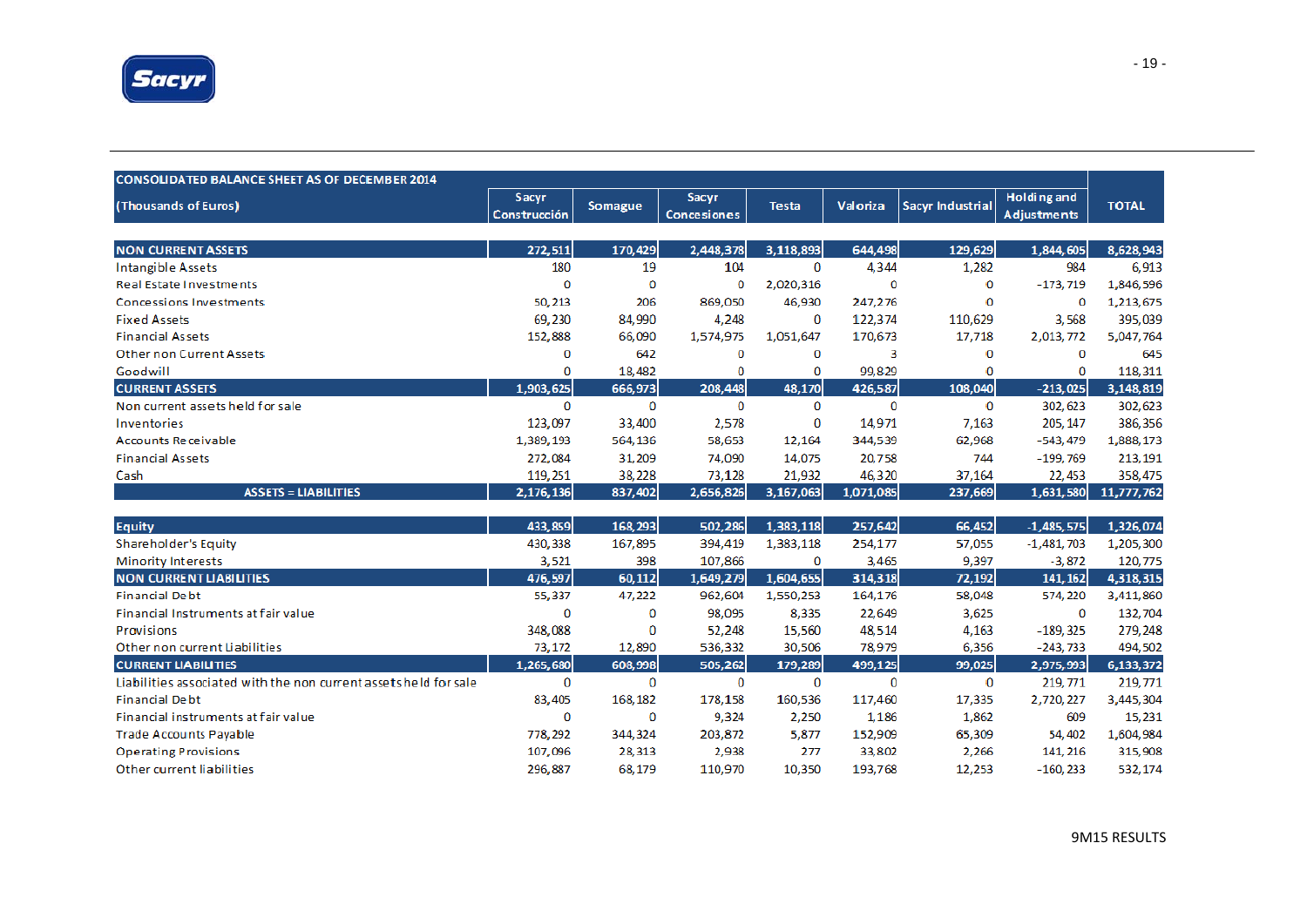| CONSOLIDATED BALANCE SHEET AS OF DECEMBER 2014 (Thousands of Euros) | Sacyr Construcción | Somague | Sacyr Concesiones | Testa | Valoriza | Sacyr Industrial | Holding and Adjustments | TOTAL |
|---|---|---|---|---|---|---|---|---|
| **NON CURRENT ASSETS** | **272,511** | **170,429** | **2,448,378** | **3,118,893** | **644,498** | **129,629** | **1,844,605** | **8,628,943** |
| Intangible Assets | 180 | 19 | 104 | 0 | 4,344 | 1,282 | 984 | 6,913 |
| Real Estate Investments | 0 | 0 | 0 | 2,020,316 | 0 | 0 | -173,719 | 1,846,596 |
| Concessions Investments | 50,213 | 206 | 869,050 | 46,930 | 247,276 | 0 | 0 | 1,213,675 |
| Fixed Assets | 69,230 | 84,990 | 4,248 | 0 | 122,374 | 110,629 | 3,568 | 395,039 |
| Financial Assets | 152,888 | 66,090 | 1,574,975 | 1,051,647 | 170,673 | 17,718 | 2,013,772 | 5,047,764 |
| Other non Current Assets | 0 | 642 | 0 | 0 | 3 | 0 | 0 | 645 |
| Goodwill | 0 | 18,482 | 0 | 0 | 99,829 | 0 | 0 | 118,311 |
| **CURRENT ASSETS** | **1,903,625** | **666,973** | **208,448** | **48,170** | **426,587** | **108,040** | **-213,025** | **3,148,819** |
| Non current assets held for sale | 0 | 0 | 0 | 0 | 0 | 0 | 302,623 | 302,623 |
| Inventories | 123,097 | 33,400 | 2,578 | 0 | 14,971 | 7,163 | 205,147 | 386,356 |
| Accounts Receivable | 1,389,193 | 564,136 | 58,653 | 12,164 | 344,539 | 62,968 | -543,479 | 1,888,173 |
| Financial Assets | 272,084 | 31,209 | 74,090 | 14,075 | 20,758 | 744 | -199,769 | 213,191 |
| Cash | 119,251 | 38,228 | 73,128 | 21,932 | 46,320 | 37,164 | 22,453 | 358,475 |
| **ASSETS = LIABILITIES** | **2,176,136** | **837,402** | **2,656,826** | **3,167,063** | **1,071,085** | **237,669** | **1,631,580** | **11,777,762** |
| | | | | | | | | |
| **Equity** | **433,859** | **168,293** | **502,286** | **1,383,118** | **257,642** | **66,452** | **-1,485,575** | **1,326,074** |
| Shareholder's Equity | 430,338 | 167,895 | 394,419 | 1,383,118 | 254,177 | 57,055 | -1,481,703 | 1,205,300 |
| Minority Interests | 3,521 | 398 | 107,866 | 0 | 3,465 | 9,397 | -3,872 | 120,775 |
| **NON CURRENT LIABILITIES** | **476,597** | **60,112** | **1,649,279** | **1,604,655** | **314,318** | **72,192** | **141,162** | **4,318,315** |
| Financial Debt | 55,337 | 47,222 | 962,604 | 1,550,253 | 164,176 | 58,048 | 574,220 | 3,411,860 |
| Financial Instruments at fair value | 0 | 0 | 98,095 | 8,335 | 22,649 | 3,625 | 0 | 132,704 |
| Provisions | 348,088 | 0 | 52,248 | 15,560 | 48,514 | 4,163 | -189,325 | 279,248 |
| Other non current Liabilities | 73,172 | 12,890 | 536,332 | 30,506 | 78,979 | 6,356 | -243,733 | 494,502 |
| **CURRENT LIABILITIES** | **1,265,680** | **608,998** | **505,262** | **179,289** | **499,125** | **99,025** | **2,975,993** | **6,133,372** |
| Liabilities associated with the non current assets held for sale | 0 | 0 | 0 | 0 | 0 | 0 | 219,771 | 219,771 |
| Financial Debt | 83,405 | 168,182 | 178,158 | 160,536 | 117,460 | 17,335 | 2,720,227 | 3,445,304 |
| Financial instruments at fair value | 0 | 0 | 9,324 | 2,250 | 1,186 | 1,862 | 609 | 15,231 |
| Trade Accounts Payable | 778,292 | 344,324 | 203,872 | 5,877 | 152,909 | 65,309 | 54,402 | 1,604,984 |
| Operating Provisions | 107,096 | 28,313 | 2,938 | 277 | 33,802 | 2,266 | 141,216 | 315,908 |
| Other current liabilities | 296,887 | 68,179 | 110,970 | 10,350 | 193,768 | 12,253 | -160,233 | 532,174 |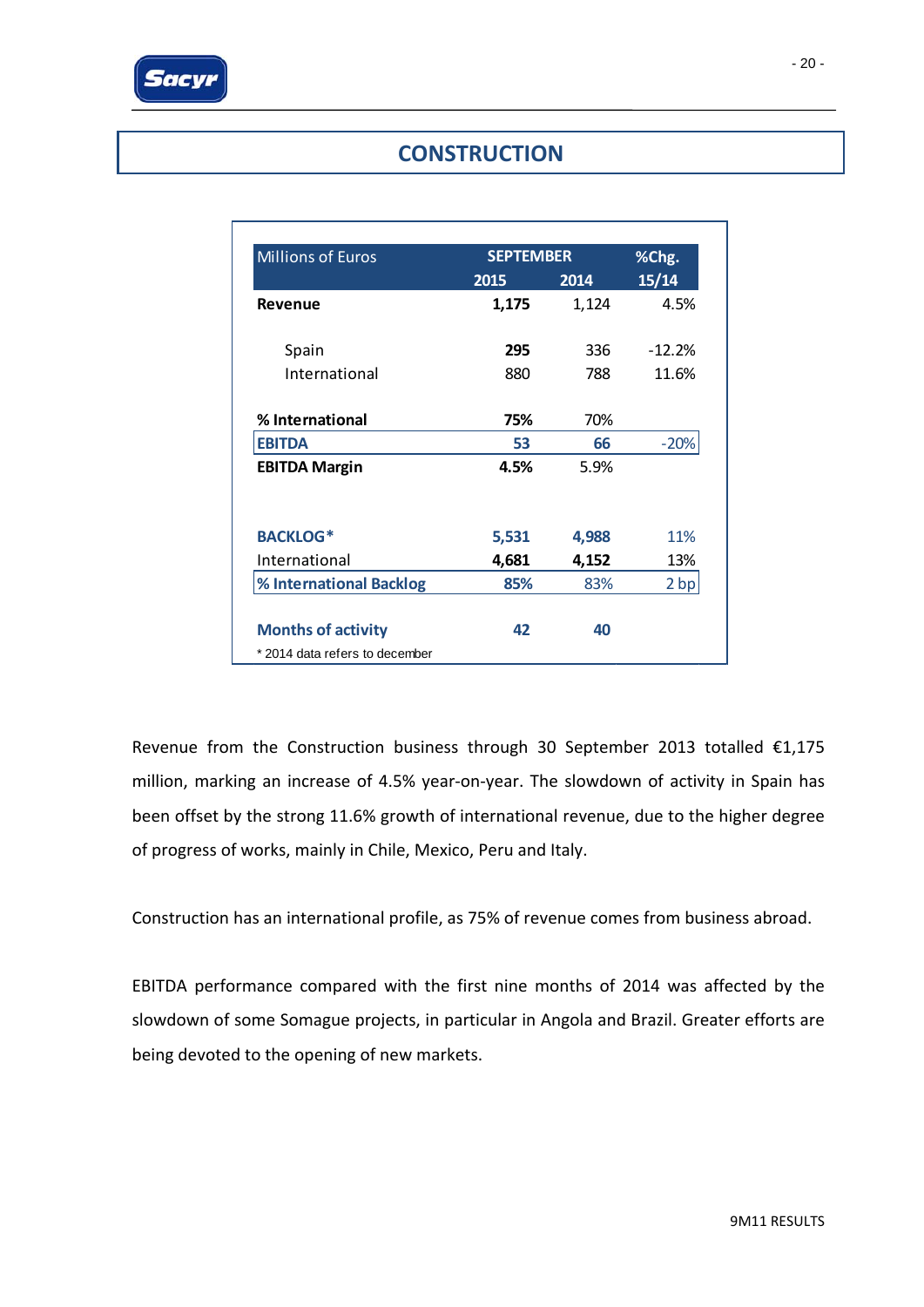# CONSTRUCTION

| Millions of Euros | SEPTEMBER | | %Chg. |
|---|---|---|---|
| | 2015 | 2014 | 15/14 |
| **Revenue** | **1,175** | 1,124 | 4.5% |
| Spain | **295** | 336 | -12.2% |
| International | 880 | 788 | 11.6% |
| **% International** | **75%** | 70% | |
| **EBITDA** | **53** | **66** | -20% |
| **EBITDA Margin** | **4.5%** | 5.9% | |
| **BACKLOG*** | **5,531** | **4,988** | 11% |
| International | **4,681** | **4,152** | 13% |
| **% International Backlog** | **85%** | 83% | 2 bp |
| **Months of activity** | **42** | **40** | |

* 2014 data refers to december

Revenue from the Construction business through 30 September 2013 totalled €1,175 million, marking an increase of 4.5% year-on-year. The slowdown of activity in Spain has been offset by the strong 11.6% growth of international revenue, due to the higher degree of progress of works, mainly in Chile, Mexico, Peru and Italy.

Construction has an international profile, as 75% of revenue comes from business abroad.

EBITDA performance compared with the first nine months of 2014 was affected by the slowdown of some Somague projects, in particular in Angola and Brazil. Greater efforts are being devoted to the opening of new markets.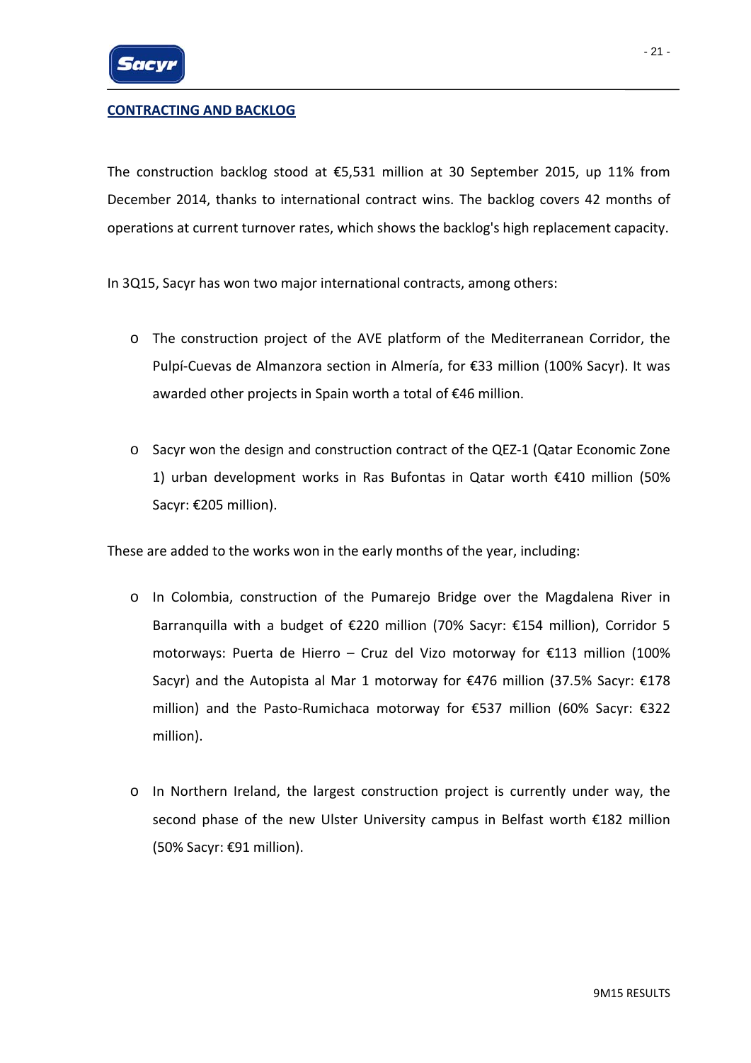## CONTRACTING AND BACKLOG

The construction backlog stood at €5,531 million at 30 September 2015, up 11% from December 2014, thanks to international contract wins. The backlog covers 42 months of operations at current turnover rates, which shows the backlog's high replacement capacity.

In 3Q15, Sacyr has won two major international contracts, among others:

- The construction project of the AVE platform of the Mediterranean Corridor, the Pulpí-Cuevas de Almanzora section in Almería, for €33 million (100% Sacyr). It was awarded other projects in Spain worth a total of €46 million.

- Sacyr won the design and construction contract of the QEZ-1 (Qatar Economic Zone 1) urban development works in Ras Bufontas in Qatar worth €410 million (50% Sacyr: €205 million).

These are added to the works won in the early months of the year, including:

- In Colombia, construction of the Pumarejo Bridge over the Magdalena River in Barranquilla with a budget of €220 million (70% Sacyr: €154 million), Corridor 5 motorways: Puerta de Hierro – Cruz del Vizo motorway for €113 million (100% Sacyr) and the Autopista al Mar 1 motorway for €476 million (37.5% Sacyr: €178 million) and the Pasto-Rumichaca motorway for €537 million (60% Sacyr: €322 million).

- In Northern Ireland, the largest construction project is currently under way, the second phase of the new Ulster University campus in Belfast worth €182 million (50% Sacyr: €91 million).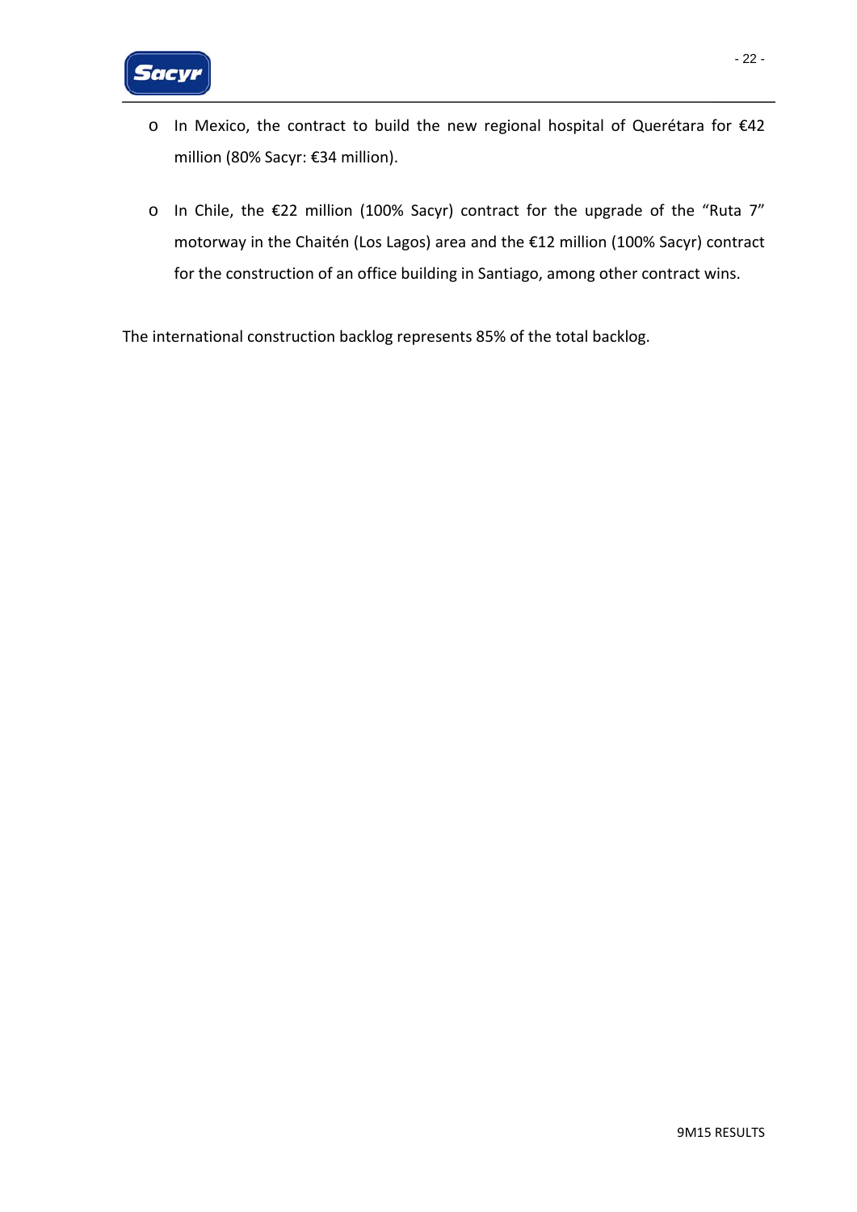- In Mexico, the contract to build the new regional hospital of Querétara for €42 million (80% Sacyr: €34 million).

- In Chile, the €22 million (100% Sacyr) contract for the upgrade of the "Ruta 7" motorway in the Chaitén (Los Lagos) area and the €12 million (100% Sacyr) contract for the construction of an office building in Santiago, among other contract wins.

The international construction backlog represents 85% of the total backlog.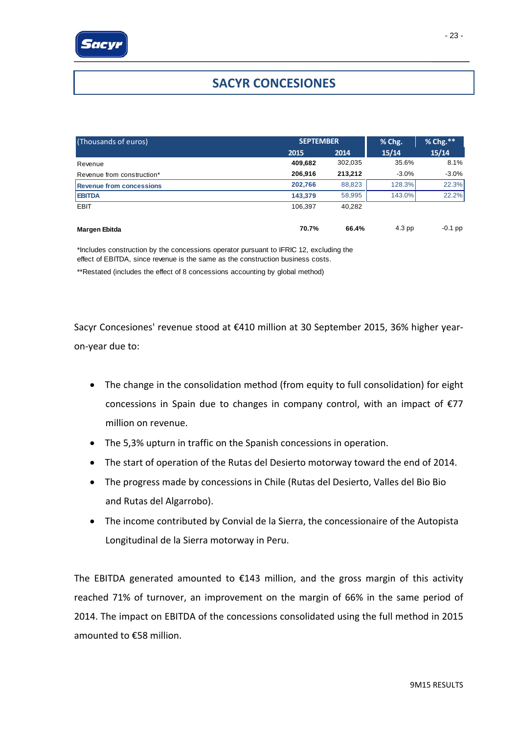# SACYR CONCESIONES

| (Thousands of euros) | SEPTEMBER | | % Chg. | % Chg.** |
|---|---|---|---|---|
| | **2015** | **2014** | **15/14** | **15/14** |
| Revenue | **409,682** | 302,035 | 35.6% | 8.1% |
| Revenue from construction* | **206,916** | **213,212** | -3.0% | -3.0% |
| **Revenue from concessions** | **202,766** | 88,823 | 128.3% | 22.3% |
| **EBITDA** | **143,379** | 58,995 | 143.0% | 22.2% |
| EBIT | 106,397 | 40,282 | | |
| **Margen Ebitda** | **70.7%** | **66.4%** | 4.3 pp | -0.1 pp |

*Includes construction by the concessions operator pursuant to IFRIC 12, excluding the effect of EBITDA, since revenue is the same as the construction business costs.

**Restated (includes the effect of 8 concessions accounting by global method)

Sacyr Concesiones' revenue stood at €410 million at 30 September 2015, 36% higher year-on-year due to:

- The change in the consolidation method (from equity to full consolidation) for eight concessions in Spain due to changes in company control, with an impact of €77 million on revenue.
- The 5,3% upturn in traffic on the Spanish concessions in operation.
- The start of operation of the Rutas del Desierto motorway toward the end of 2014.
- The progress made by concessions in Chile (Rutas del Desierto, Valles del Bio Bio and Rutas del Algarrobo).
- The income contributed by Convial de la Sierra, the concessionaire of the Autopista Longitudinal de la Sierra motorway in Peru.

The EBITDA generated amounted to €143 million, and the gross margin of this activity reached 71% of turnover, an improvement on the margin of 66% in the same period of 2014. The impact on EBITDA of the concessions consolidated using the full method in 2015 amounted to €58 million.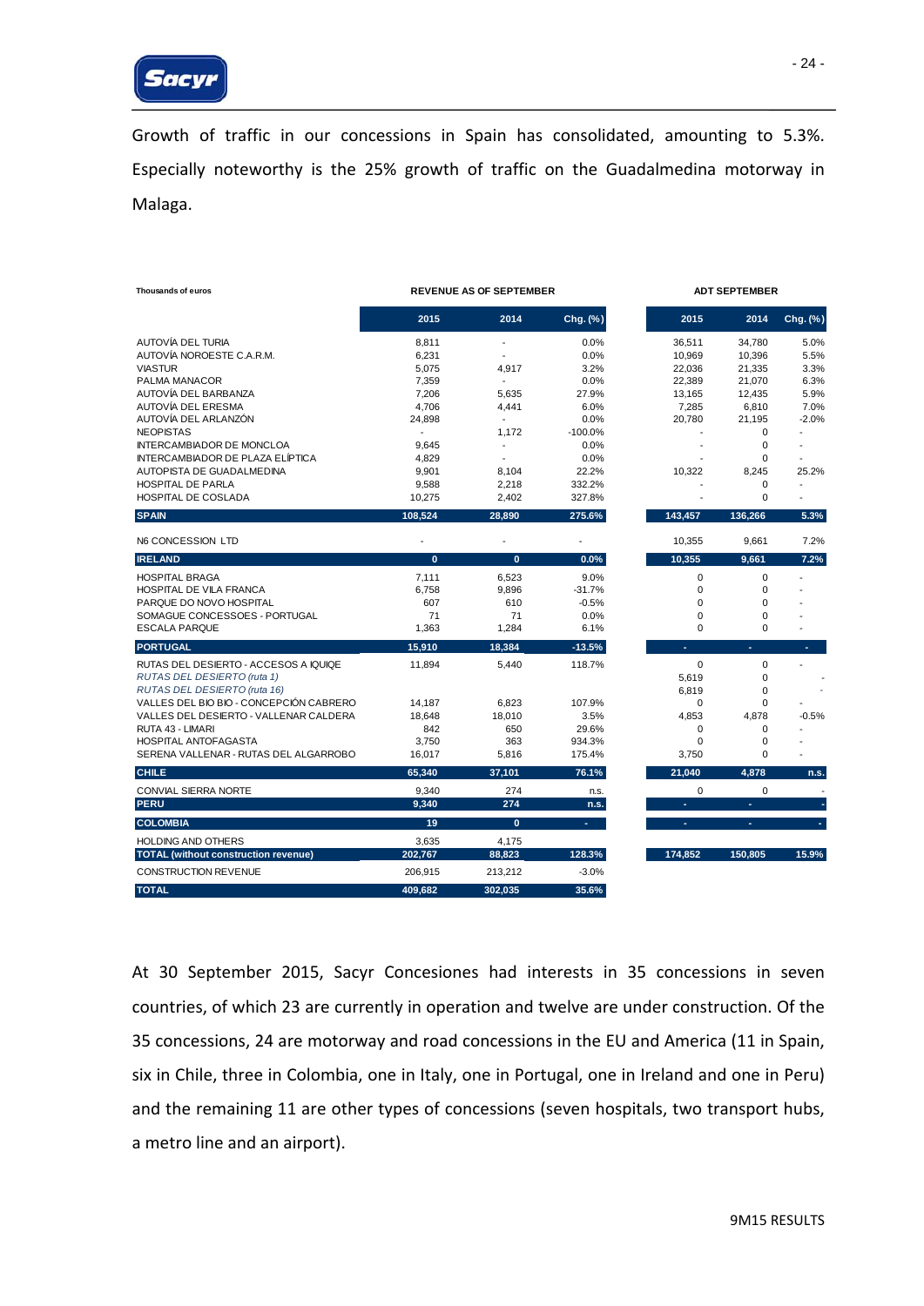Growth of traffic in our concessions in Spain has consolidated, amounting to 5.3%. Especially noteworthy is the 25% growth of traffic on the Guadalmedina motorway in Malaga.

| Thousands of euros | REVENUE AS OF SEPTEMBER | | | ADT SEPTEMBER | | |
|---|---|---|---|---|---|---|
| | 2015 | 2014 | Chg. (%) | 2015 | 2014 | Chg. (%) |
| AUTOVÍA DEL TURIA | 8,811 | - | 0.0% | 36,511 | 34,780 | 5.0% |
| AUTOVÍA NOROESTE C.A.R.M. | 6,231 | - | 0.0% | 10,969 | 10,396 | 5.5% |
| VIASTUR | 5,075 | 4,917 | 3.2% | 22,036 | 21,335 | 3.3% |
| PALMA MANACOR | 7,359 | - | 0.0% | 22,389 | 21,070 | 6.3% |
| AUTOVÍA DEL BARBANZA | 7,206 | 5,635 | 27.9% | 13,165 | 12,435 | 5.9% |
| AUTOVÍA DEL ERESMA | 4,706 | 4,441 | 6.0% | 7,285 | 6,810 | 7.0% |
| AUTOVÍA DEL ARLANZÓN | 24,898 | - | 0.0% | 20,780 | 21,195 | -2.0% |
| NEOPISTAS | - | 1,172 | -100.0% | - | 0 | - |
| INTERCAMBIADOR DE MONCLOA | 9,645 | - | 0.0% | - | 0 | - |
| INTERCAMBIADOR DE PLAZA ELÍPTICA | 4,829 | - | 0.0% | - | 0 | - |
| AUTOPISTA DE GUADALMEDINA | 9,901 | 8,104 | 22.2% | 10,322 | 8,245 | 25.2% |
| HOSPITAL DE PARLA | 9,588 | 2,218 | 332.2% | - | 0 | - |
| HOSPITAL DE COSLADA | 10,275 | 2,402 | 327.8% | - | 0 | - |
| **SPAIN** | **108,524** | **28,890** | **275.6%** | **143,457** | **136,266** | **5.3%** |
| N6 CONCESSION LTD | - | - | - | 10,355 | 9,661 | 7.2% |
| **IRELAND** | **0** | **0** | **0.0%** | **10,355** | **9,661** | **7.2%** |
| HOSPITAL BRAGA | 7,111 | 6,523 | 9.0% | 0 | 0 | - |
| HOSPITAL DE VILA FRANCA | 6,758 | 9,896 | -31.7% | 0 | 0 | - |
| PARQUE DO NOVO HOSPITAL | 607 | 610 | -0.5% | 0 | 0 | - |
| SOMAGUE CONCESSOES - PORTUGAL | 71 | 71 | 0.0% | 0 | 0 | - |
| ESCALA PARQUE | 1,363 | 1,284 | 6.1% | 0 | 0 | - |
| **PORTUGAL** | **15,910** | **18,384** | **-13.5%** | **-** | **-** | **-** |
| RUTAS DEL DESIERTO - ACCESOS A IQUIQE | 11,894 | 5,440 | 118.7% | 0 | 0 | - |
| *RUTAS DEL DESIERTO (ruta 1)* | | | | 5,619 | 0 | - |
| *RUTAS DEL DESIERTO (ruta 16)* | | | | 6,819 | 0 | - |
| VALLES DEL BIO BIO - CONCEPCIÓN CABRERO | 14,187 | 6,823 | 107.9% | 0 | 0 | - |
| VALLES DEL DESIERTO - VALLENAR CALDERA | 18,648 | 18,010 | 3.5% | 4,853 | 4,878 | -0.5% |
| RUTA 43 - LIMARI | 842 | 650 | 29.6% | 0 | 0 | - |
| HOSPITAL ANTOFAGASTA | 3,750 | 363 | 934.3% | 0 | 0 | - |
| SERENA VALLENAR - RUTAS DEL ALGARROBO | 16,017 | 5,816 | 175.4% | 3,750 | 0 | - |
| **CHILE** | **65,340** | **37,101** | **76.1%** | **21,040** | **4,878** | **n.s.** |
| CONVIAL SIERRA NORTE | 9,340 | 274 | n.s. | 0 | 0 | - |
| **PERU** | **9,340** | **274** | **n.s.** | **-** | **-** | **-** |
| **COLOMBIA** | **19** | **0** | **-** | **-** | **-** | **-** |
| HOLDING AND OTHERS | 3,635 | 4,175 | | | | |
| **TOTAL (without construction revenue)** | **202,767** | **88,823** | **128.3%** | **174,852** | **150,805** | **15.9%** |
| CONSTRUCTION REVENUE | 206,915 | 213,212 | -3.0% | | | |
| **TOTAL** | **409,682** | **302,035** | **35.6%** | | | |

At 30 September 2015, Sacyr Concesiones had interests in 35 concessions in seven countries, of which 23 are currently in operation and twelve are under construction. Of the 35 concessions, 24 are motorway and road concessions in the EU and America (11 in Spain, six in Chile, three in Colombia, one in Italy, one in Portugal, one in Ireland and one in Peru) and the remaining 11 are other types of concessions (seven hospitals, two transport hubs, a metro line and an airport).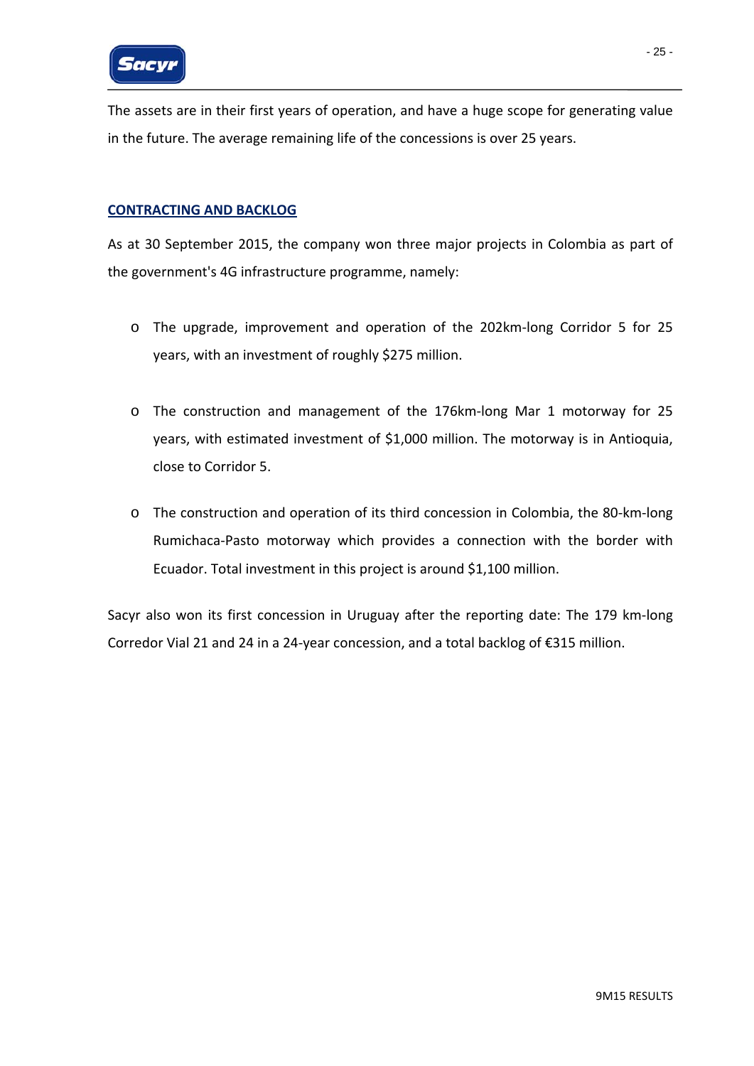The assets are in their first years of operation, and have a huge scope for generating value in the future. The average remaining life of the concessions is over 25 years.

## CONTRACTING AND BACKLOG

As at 30 September 2015, the company won three major projects in Colombia as part of the government's 4G infrastructure programme, namely:

- The upgrade, improvement and operation of the 202km-long Corridor 5 for 25 years, with an investment of roughly $275 million.

- The construction and management of the 176km-long Mar 1 motorway for 25 years, with estimated investment of $1,000 million. The motorway is in Antioquia, close to Corridor 5.

- The construction and operation of its third concession in Colombia, the 80-km-long Rumichaca-Pasto motorway which provides a connection with the border with Ecuador. Total investment in this project is around $1,100 million.

Sacyr also won its first concession in Uruguay after the reporting date: The 179 km-long Corredor Vial 21 and 24 in a 24-year concession, and a total backlog of €315 million.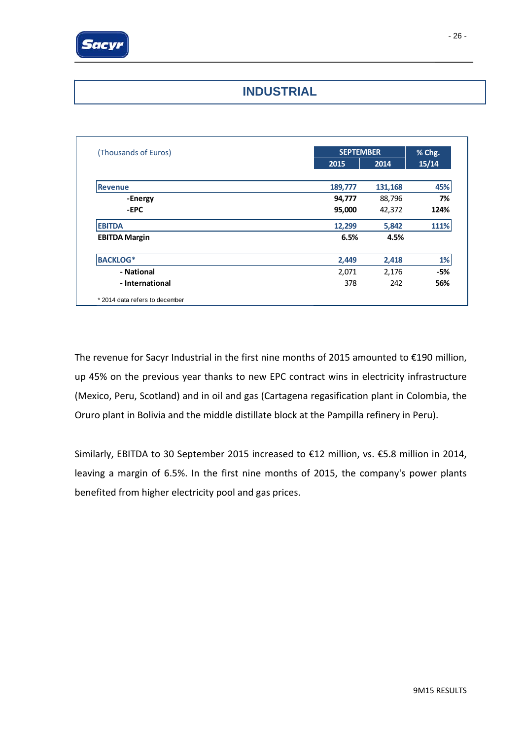# INDUSTRIAL

| (Thousands of Euros) | SEPTEMBER | | % Chg. |
|---|---|---|---|
| | 2015 | 2014 | 15/14 |
| **Revenue** | **189,777** | **131,168** | **45%** |
| **-Energy** | **94,777** | 88,796 | **7%** |
| **-EPC** | **95,000** | 42,372 | **124%** |
| **EBITDA** | **12,299** | **5,842** | **111%** |
| **EBITDA Margin** | **6.5%** | **4.5%** | |
| **BACKLOG*** | **2,449** | **2,418** | **1%** |
| **- National** | 2,071 | 2,176 | **-5%** |
| **- International** | 378 | 242 | **56%** |

\* 2014 data refers to december

The revenue for Sacyr Industrial in the first nine months of 2015 amounted to €190 million, up 45% on the previous year thanks to new EPC contract wins in electricity infrastructure (Mexico, Peru, Scotland) and in oil and gas (Cartagena regasification plant in Colombia, the Oruro plant in Bolivia and the middle distillate block at the Pampilla refinery in Peru).

Similarly, EBITDA to 30 September 2015 increased to €12 million, vs. €5.8 million in 2014, leaving a margin of 6.5%. In the first nine months of 2015, the company's power plants benefited from higher electricity pool and gas prices.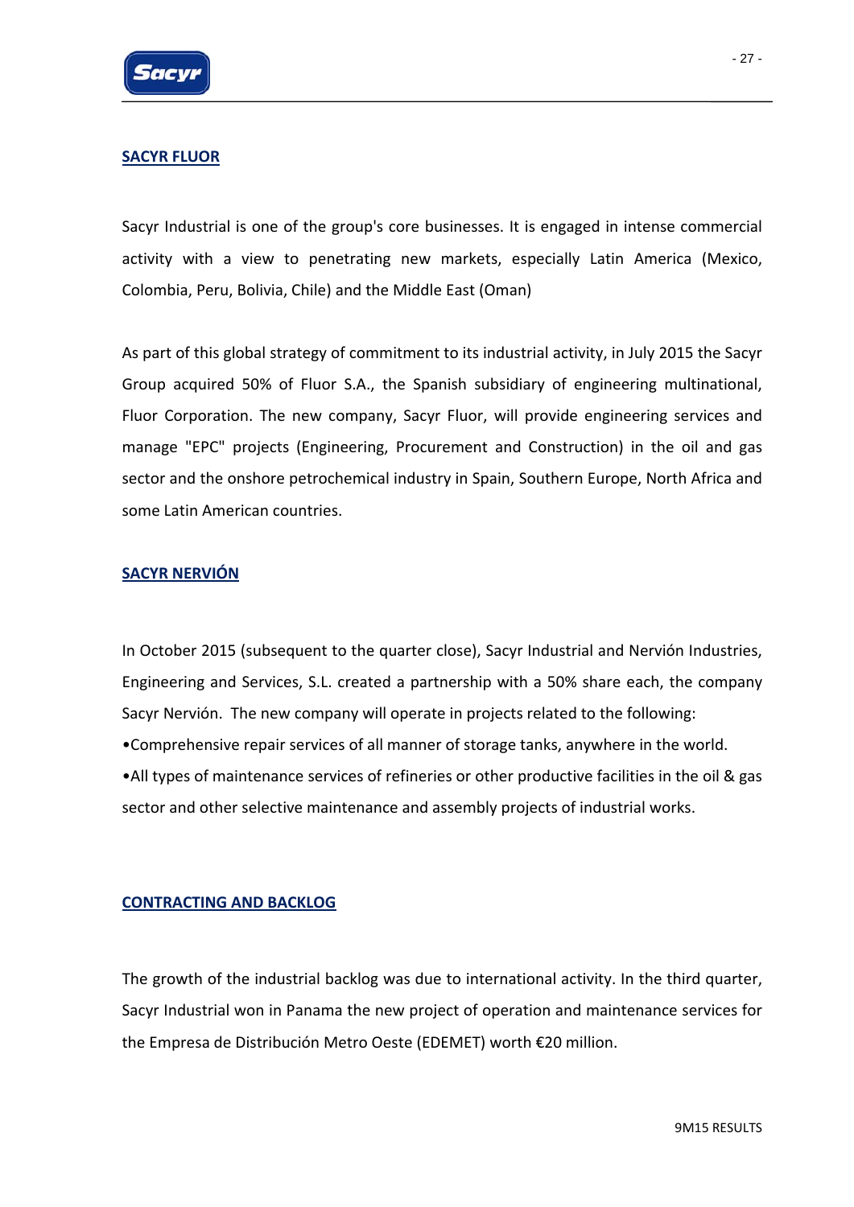## SACYR FLUOR

Sacyr Industrial is one of the group's core businesses. It is engaged in intense commercial activity with a view to penetrating new markets, especially Latin America (Mexico, Colombia, Peru, Bolivia, Chile) and the Middle East (Oman)

As part of this global strategy of commitment to its industrial activity, in July 2015 the Sacyr Group acquired 50% of Fluor S.A., the Spanish subsidiary of engineering multinational, Fluor Corporation. The new company, Sacyr Fluor, will provide engineering services and manage "EPC" projects (Engineering, Procurement and Construction) in the oil and gas sector and the onshore petrochemical industry in Spain, Southern Europe, North Africa and some Latin American countries.

## SACYR NERVIÓN

In October 2015 (subsequent to the quarter close), Sacyr Industrial and Nervión Industries, Engineering and Services, S.L. created a partnership with a 50% share each, the company Sacyr Nervión. The new company will operate in projects related to the following:

•Comprehensive repair services of all manner of storage tanks, anywhere in the world.

•All types of maintenance services of refineries or other productive facilities in the oil & gas sector and other selective maintenance and assembly projects of industrial works.

## CONTRACTING AND BACKLOG

The growth of the industrial backlog was due to international activity. In the third quarter, Sacyr Industrial won in Panama the new project of operation and maintenance services for the Empresa de Distribución Metro Oeste (EDEMET) worth €20 million.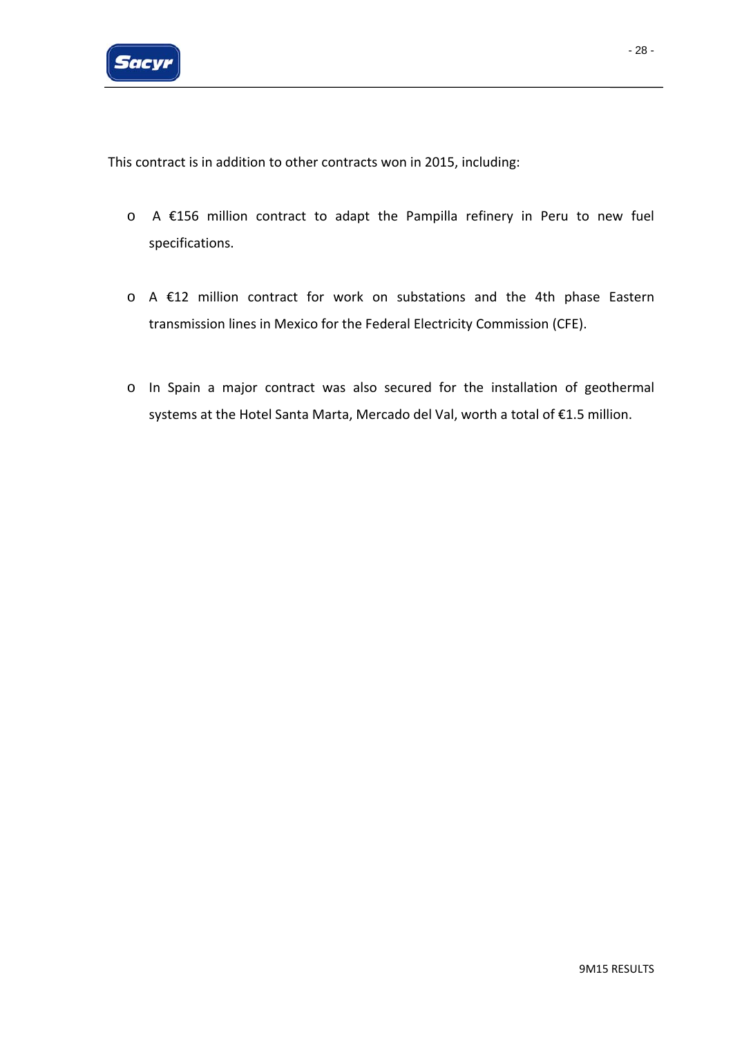This contract is in addition to other contracts won in 2015, including:

- A €156 million contract to adapt the Pampilla refinery in Peru to new fuel specifications.

- A €12 million contract for work on substations and the 4th phase Eastern transmission lines in Mexico for the Federal Electricity Commission (CFE).

- In Spain a major contract was also secured for the installation of geothermal systems at the Hotel Santa Marta, Mercado del Val, worth a total of €1.5 million.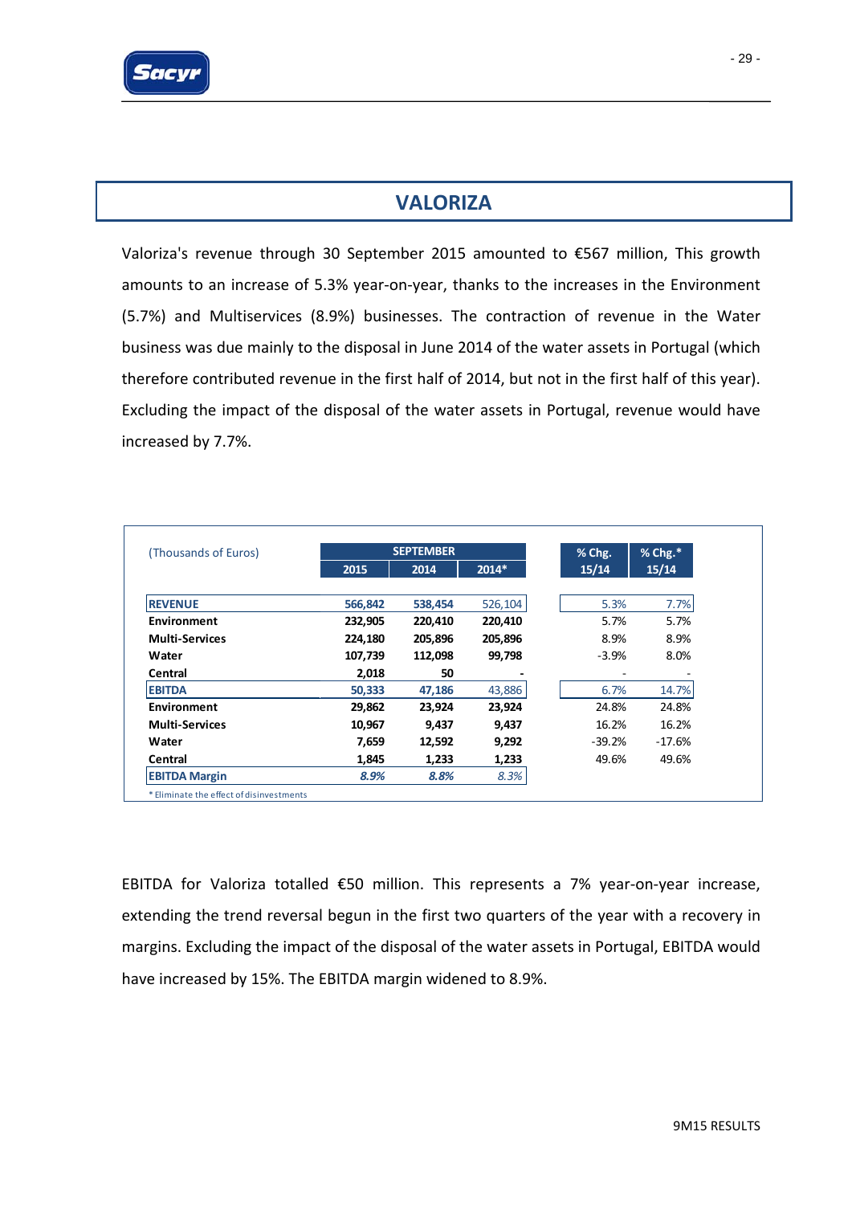# VALORIZA

Valoriza's revenue through 30 September 2015 amounted to €567 million, This growth amounts to an increase of 5.3% year-on-year, thanks to the increases in the Environment (5.7%) and Multiservices (8.9%) businesses. The contraction of revenue in the Water business was due mainly to the disposal in June 2014 of the water assets in Portugal (which therefore contributed revenue in the first half of 2014, but not in the first half of this year). Excluding the impact of the disposal of the water assets in Portugal, revenue would have increased by 7.7%.

| (Thousands of Euros) | SEPTEMBER | | | % Chg. | % Chg.* |
|---|---|---|---|---|---|
| | 2015 | 2014 | 2014* | 15/14 | 15/14 |
| **REVENUE** | **566,842** | **538,454** | 526,104 | 5.3% | 7.7% |
| **Environment** | **232,905** | **220,410** | **220,410** | 5.7% | 5.7% |
| **Multi-Services** | **224,180** | **205,896** | **205,896** | 8.9% | 8.9% |
| **Water** | **107,739** | **112,098** | **99,798** | -3.9% | 8.0% |
| **Central** | **2,018** | **50** | **-** | - | - |
| **EBITDA** | **50,333** | **47,186** | 43,886 | 6.7% | 14.7% |
| **Environment** | **29,862** | **23,924** | **23,924** | 24.8% | 24.8% |
| **Multi-Services** | **10,967** | **9,437** | **9,437** | 16.2% | 16.2% |
| **Water** | **7,659** | **12,592** | **9,292** | -39.2% | -17.6% |
| **Central** | **1,845** | **1,233** | **1,233** | 49.6% | 49.6% |
| **EBITDA Margin** | ***8.9%*** | ***8.8%*** | *8.3%* | | |

\* Eliminate the effect of disinvestments

EBITDA for Valoriza totalled €50 million. This represents a 7% year-on-year increase, extending the trend reversal begun in the first two quarters of the year with a recovery in margins. Excluding the impact of the disposal of the water assets in Portugal, EBITDA would have increased by 15%. The EBITDA margin widened to 8.9%.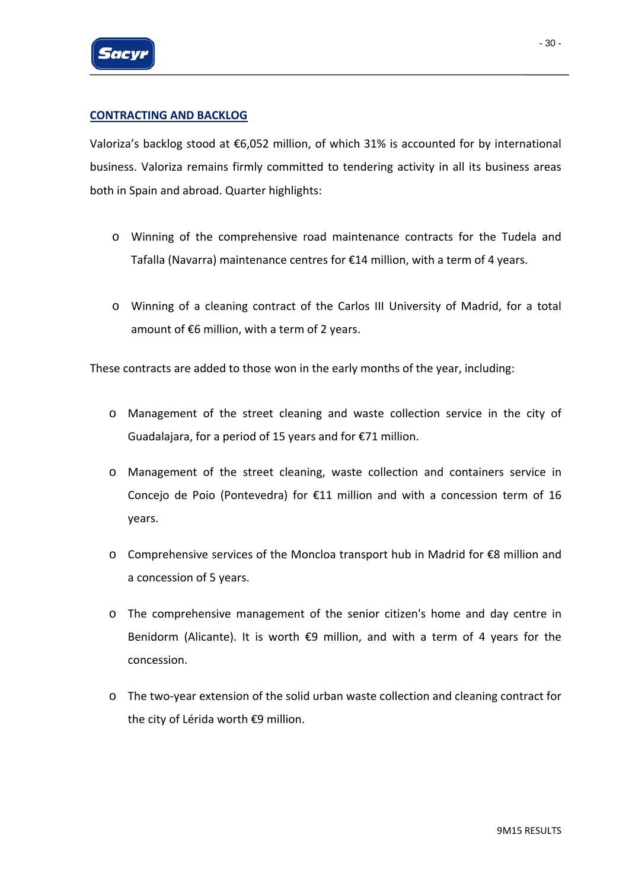## CONTRACTING AND BACKLOG

Valoriza's backlog stood at €6,052 million, of which 31% is accounted for by international business. Valoriza remains firmly committed to tendering activity in all its business areas both in Spain and abroad. Quarter highlights:

- Winning of the comprehensive road maintenance contracts for the Tudela and Tafalla (Navarra) maintenance centres for €14 million, with a term of 4 years.
- Winning of a cleaning contract of the Carlos III University of Madrid, for a total amount of €6 million, with a term of 2 years.

These contracts are added to those won in the early months of the year, including:

- Management of the street cleaning and waste collection service in the city of Guadalajara, for a period of 15 years and for €71 million.
- Management of the street cleaning, waste collection and containers service in Concejo de Poio (Pontevedra) for €11 million and with a concession term of 16 years.
- Comprehensive services of the Moncloa transport hub in Madrid for €8 million and a concession of 5 years.
- The comprehensive management of the senior citizen's home and day centre in Benidorm (Alicante). It is worth €9 million, and with a term of 4 years for the concession.
- The two-year extension of the solid urban waste collection and cleaning contract for the city of Lérida worth €9 million.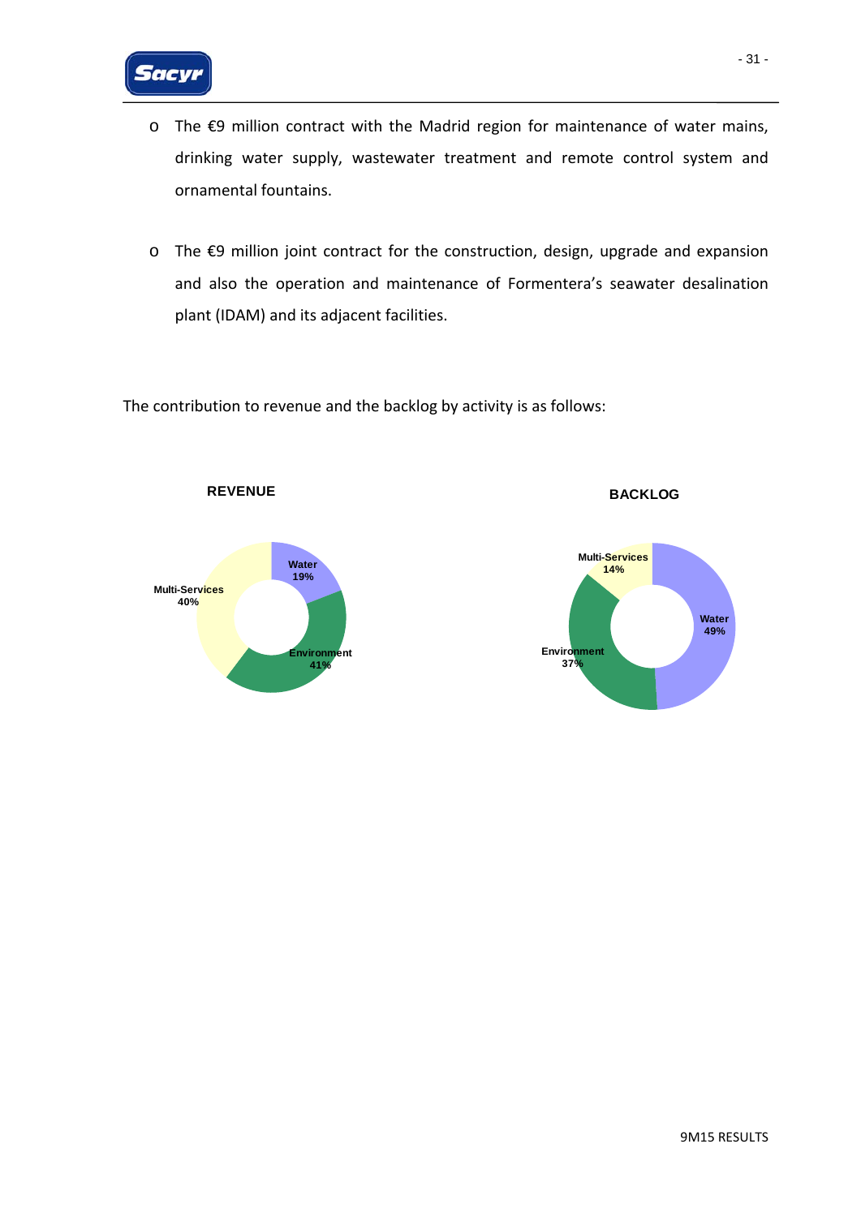- The €9 million contract with the Madrid region for maintenance of water mains, drinking water supply, wastewater treatment and remote control system and ornamental fountains.

- The €9 million joint contract for the construction, design, upgrade and expansion and also the operation and maintenance of Formentera's seawater desalination plant (IDAM) and its adjacent facilities.

The contribution to revenue and the backlog by activity is as follows:

**REVENUE**

| Activity | % |
|---|---|
| Water | 19% |
| Environment | 41% |
| Multi-Services | 40% |

**BACKLOG**

| Activity | % |
|---|---|
| Water | 49% |
| Environment | 37% |
| Multi-Services | 14% |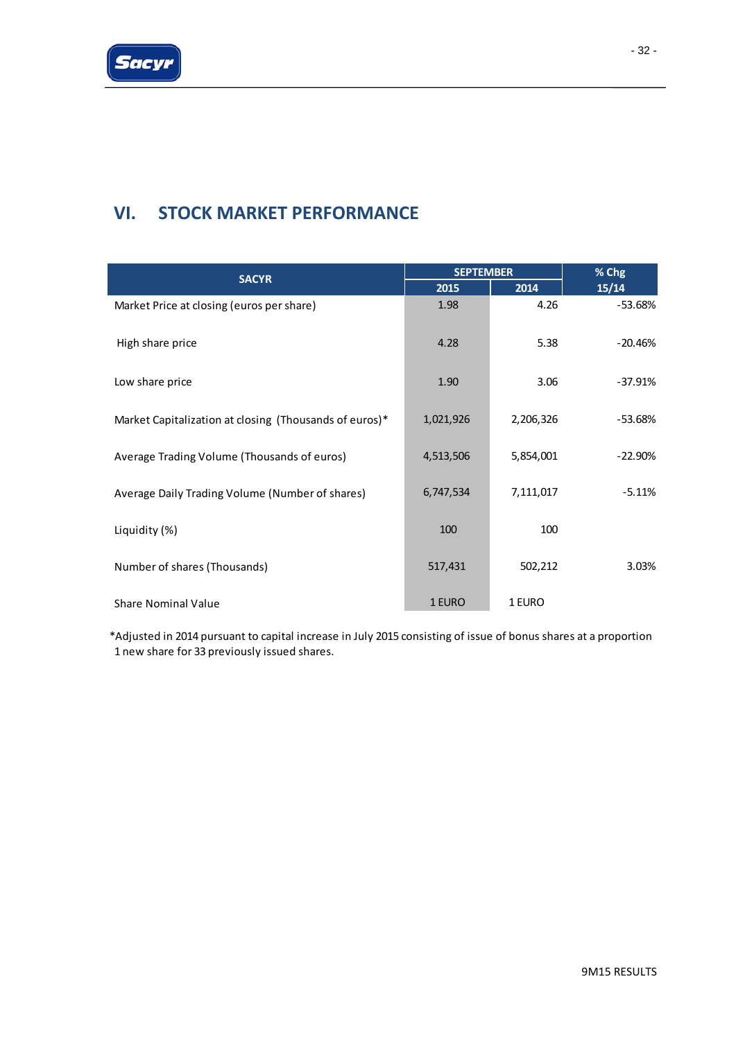## VI. STOCK MARKET PERFORMANCE

| SACYR | SEPTEMBER | | % Chg |
|---|---|---|---|
| | 2015 | 2014 | 15/14 |
| Market Price at closing (euros per share) | 1.98 | 4.26 | -53.68% |
| High share price | 4.28 | 5.38 | -20.46% |
| Low share price | 1.90 | 3.06 | -37.91% |
| Market Capitalization at closing (Thousands of euros)* | 1,021,926 | 2,206,326 | -53.68% |
| Average Trading Volume (Thousands of euros) | 4,513,506 | 5,854,001 | -22.90% |
| Average Daily Trading Volume (Number of shares) | 6,747,534 | 7,111,017 | -5.11% |
| Liquidity (%) | 100 | 100 | |
| Number of shares (Thousands) | 517,431 | 502,212 | 3.03% |
| Share Nominal Value | 1 EURO | 1 EURO | |

*Adjusted in 2014 pursuant to capital increase in July 2015 consisting of issue of bonus shares at a proportion 1 new share for 33 previously issued shares.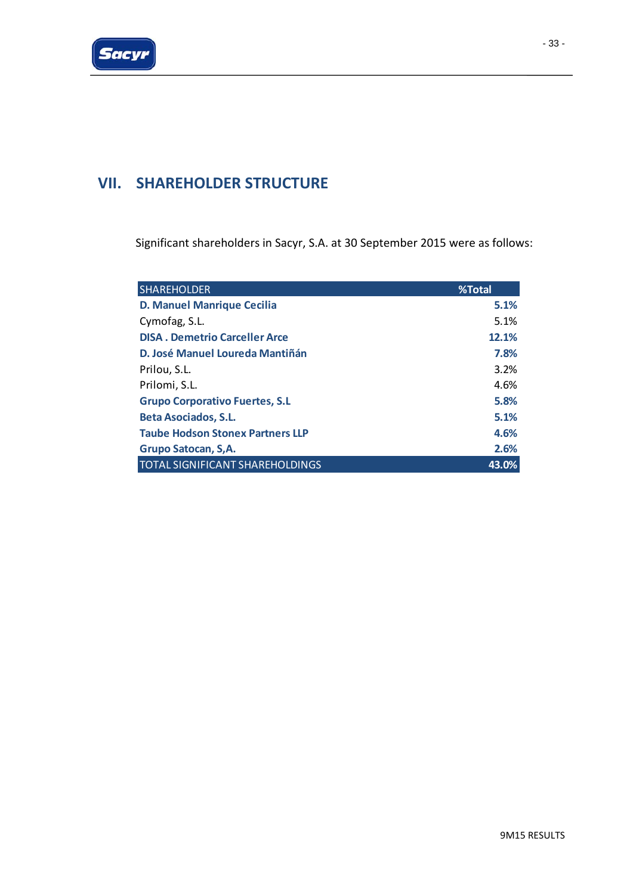# VII. SHAREHOLDER STRUCTURE

Significant shareholders in Sacyr, S.A. at 30 September 2015 were as follows:

| SHAREHOLDER | %Total |
|---|---|
| **D. Manuel Manrique Cecilia** | **5.1%** |
| Cymofag, S.L. | 5.1% |
| **DISA . Demetrio Carceller Arce** | **12.1%** |
| **D. José Manuel Loureda Mantiñán** | **7.8%** |
| Prilou, S.L. | 3.2% |
| Prilomi, S.L. | 4.6% |
| **Grupo Corporativo Fuertes, S.L** | **5.8%** |
| **Beta Asociados, S.L.** | **5.1%** |
| **Taube Hodson Stonex Partners LLP** | **4.6%** |
| **Grupo Satocan, S,A.** | **2.6%** |
| TOTAL SIGNIFICANT SHAREHOLDINGS | **43.0%** |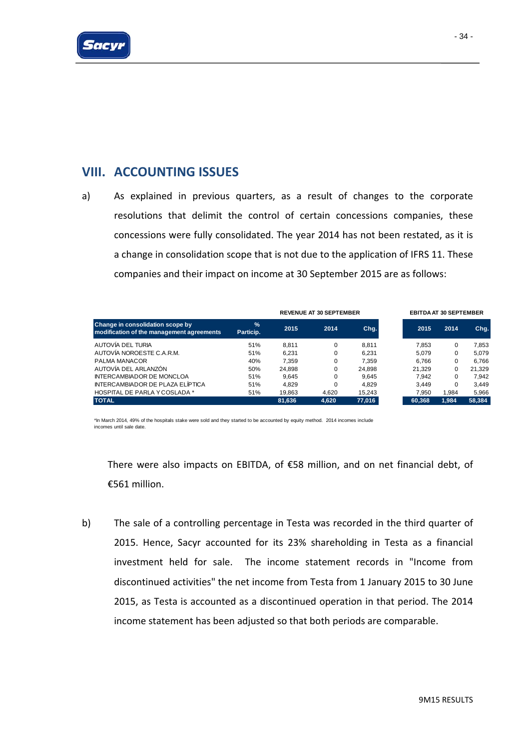## VIII. ACCOUNTING ISSUES

a) As explained in previous quarters, as a result of changes to the corporate resolutions that delimit the control of certain concessions companies, these concessions were fully consolidated. The year 2014 has not been restated, as it is a change in consolidation scope that is not due to the application of IFRS 11. These companies and their impact on income at 30 September 2015 are as follows:

| | | REVENUE AT 30 SEPTEMBER | | | EBITDA AT 30 SEPTEMBER | | |
|---|---|---|---|---|---|---|---|
| **Change in consolidation scope by modification of the management agreements** | **% Particip.** | **2015** | **2014** | **Chg.** | **2015** | **2014** | **Chg.** |
| AUTOVÍA DEL TURIA | 51% | 8,811 | 0 | 8,811 | 7,853 | 0 | 7,853 |
| AUTOVÍA NOROESTE C.A.R.M. | 51% | 6,231 | 0 | 6,231 | 5,079 | 0 | 5,079 |
| PALMA MANACOR | 40% | 7,359 | 0 | 7,359 | 6,766 | 0 | 6,766 |
| AUTOVÍA DEL ARLANZÓN | 50% | 24,898 | 0 | 24,898 | 21,329 | 0 | 21,329 |
| INTERCAMBIADOR DE MONCLOA | 51% | 9,645 | 0 | 9,645 | 7,942 | 0 | 7,942 |
| INTERCAMBIADOR DE PLAZA ELÍPTICA | 51% | 4,829 | 0 | 4,829 | 3,449 | 0 | 3,449 |
| HOSPITAL DE PARLA Y COSLADA * | 51% | 19,863 | 4,620 | 15,243 | 7,950 | 1,984 | 5,966 |
| **TOTAL** | | **81,636** | **4,620** | **77,016** | **60,368** | **1,984** | **58,384** |

*In March 2014, 49% of the hospitals stake were sold and they started to be accounted by equity method. 2014 incomes include incomes until sale date.

There were also impacts on EBITDA, of €58 million, and on net financial debt, of €561 million.

b) The sale of a controlling percentage in Testa was recorded in the third quarter of 2015. Hence, Sacyr accounted for its 23% shareholding in Testa as a financial investment held for sale. The income statement records in "Income from discontinued activities" the net income from Testa from 1 January 2015 to 30 June 2015, as Testa is accounted as a discontinued operation in that period. The 2014 income statement has been adjusted so that both periods are comparable.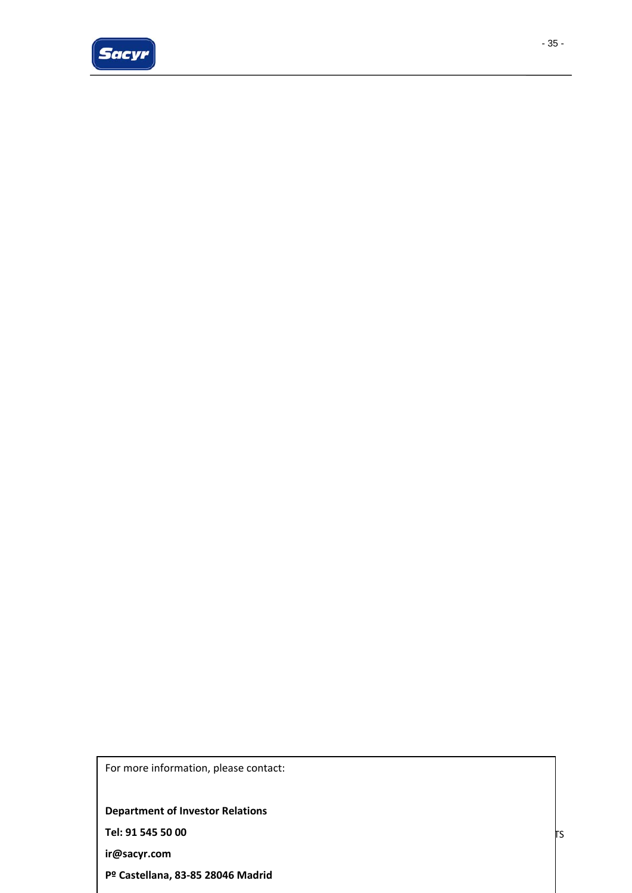For more information, please contact:

**Department of Investor Relations**

**Tel: 91 545 50 00**

**ir@sacyr.com**

**Pº Castellana, 83-85 28046 Madrid**